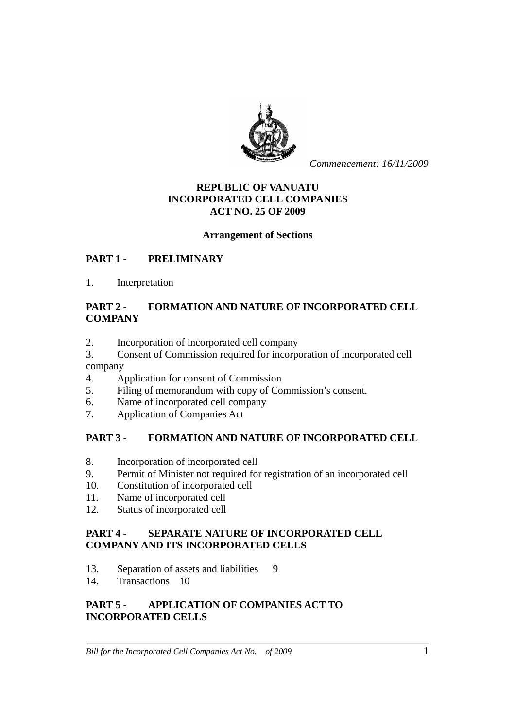*Commencement: 16/11/2009*

**REPUBLIC OF VANUATU**
**INCORPORATED CELL COMPANIES**
**ACT NO. 25 OF 2009**

**Arrangement of Sections**

## PART 1 - PRELIMINARY

1. Interpretation

## PART 2 - FORMATION AND NATURE OF INCORPORATED CELL COMPANY

2. Incorporation of incorporated cell company
3. Consent of Commission required for incorporation of incorporated cell company
4. Application for consent of Commission
5. Filing of memorandum with copy of Commission's consent.
6. Name of incorporated cell company
7. Application of Companies Act

## PART 3 - FORMATION AND NATURE OF INCORPORATED CELL

8. Incorporation of incorporated cell
9. Permit of Minister not required for registration of an incorporated cell
10. Constitution of incorporated cell
11. Name of incorporated cell
12. Status of incorporated cell

## PART 4 - SEPARATE NATURE OF INCORPORATED CELL COMPANY AND ITS INCORPORATED CELLS

13. Separation of assets and liabilities 9
14. Transactions 10

## PART 5 - APPLICATION OF COMPANIES ACT TO INCORPORATED CELLS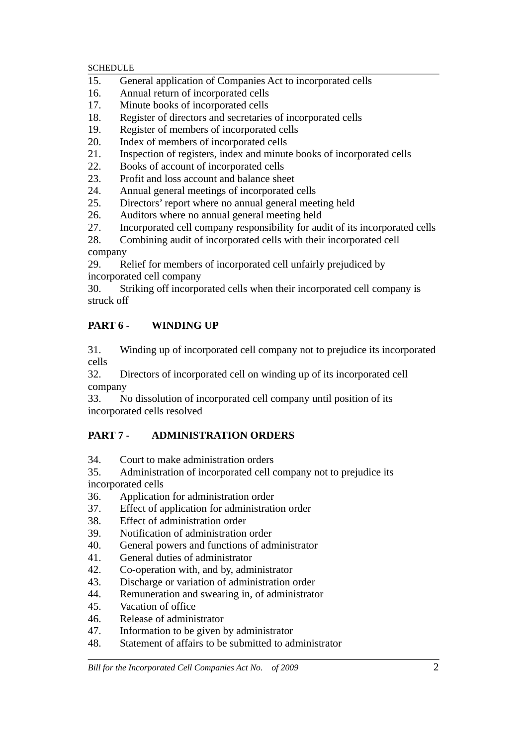15. General application of Companies Act to incorporated cells
16. Annual return of incorporated cells
17. Minute books of incorporated cells
18. Register of directors and secretaries of incorporated cells
19. Register of members of incorporated cells
20. Index of members of incorporated cells
21. Inspection of registers, index and minute books of incorporated cells
22. Books of account of incorporated cells
23. Profit and loss account and balance sheet
24. Annual general meetings of incorporated cells
25. Directors' report where no annual general meeting held
26. Auditors where no annual general meeting held
27. Incorporated cell company responsibility for audit of its incorporated cells
28. Combining audit of incorporated cells with their incorporated cell company
29. Relief for members of incorporated cell unfairly prejudiced by incorporated cell company
30. Striking off incorporated cells when their incorporated cell company is struck off

**PART 6 - WINDING UP**

31. Winding up of incorporated cell company not to prejudice its incorporated cells
32. Directors of incorporated cell on winding up of its incorporated cell company
33. No dissolution of incorporated cell company until position of its incorporated cells resolved

**PART 7 - ADMINISTRATION ORDERS**

34. Court to make administration orders
35. Administration of incorporated cell company not to prejudice its incorporated cells
36. Application for administration order
37. Effect of application for administration order
38. Effect of administration order
39. Notification of administration order
40. General powers and functions of administrator
41. General duties of administrator
42. Co-operation with, and by, administrator
43. Discharge or variation of administration order
44. Remuneration and swearing in, of administrator
45. Vacation of office
46. Release of administrator
47. Information to be given by administrator
48. Statement of affairs to be submitted to administrator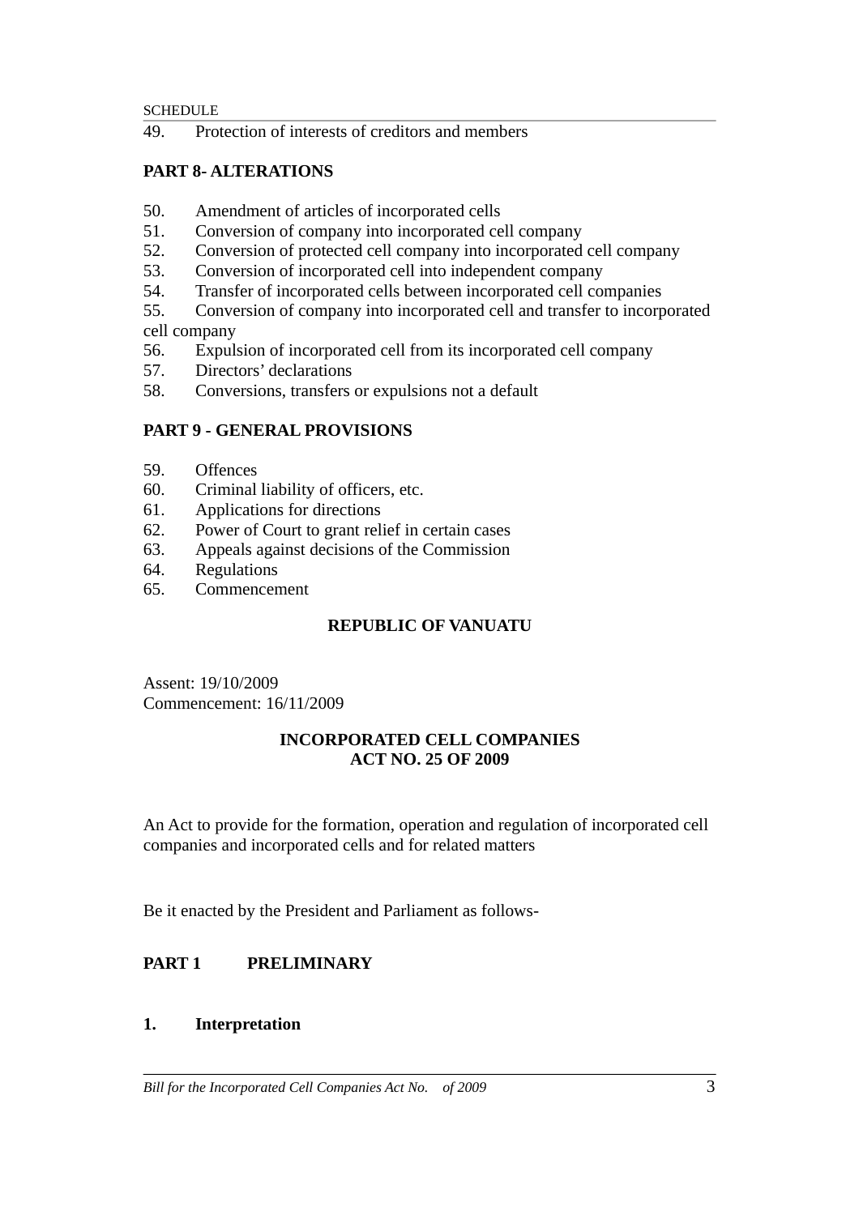49. Protection of interests of creditors and members

**PART 8- ALTERATIONS**

50. Amendment of articles of incorporated cells
51. Conversion of company into incorporated cell company
52. Conversion of protected cell company into incorporated cell company
53. Conversion of incorporated cell into independent company
54. Transfer of incorporated cells between incorporated cell companies
55. Conversion of company into incorporated cell and transfer to incorporated cell company
56. Expulsion of incorporated cell from its incorporated cell company
57. Directors' declarations
58. Conversions, transfers or expulsions not a default

**PART 9 - GENERAL PROVISIONS**

59. Offences
60. Criminal liability of officers, etc.
61. Applications for directions
62. Power of Court to grant relief in certain cases
63. Appeals against decisions of the Commission
64. Regulations
65. Commencement

**REPUBLIC OF VANUATU**

Assent: 19/10/2009
Commencement: 16/11/2009

**INCORPORATED CELL COMPANIES**
**ACT NO. 25 OF 2009**

An Act to provide for the formation, operation and regulation of incorporated cell companies and incorporated cells and for related matters

Be it enacted by the President and Parliament as follows-

## PART 1 PRELIMINARY

### 1. Interpretation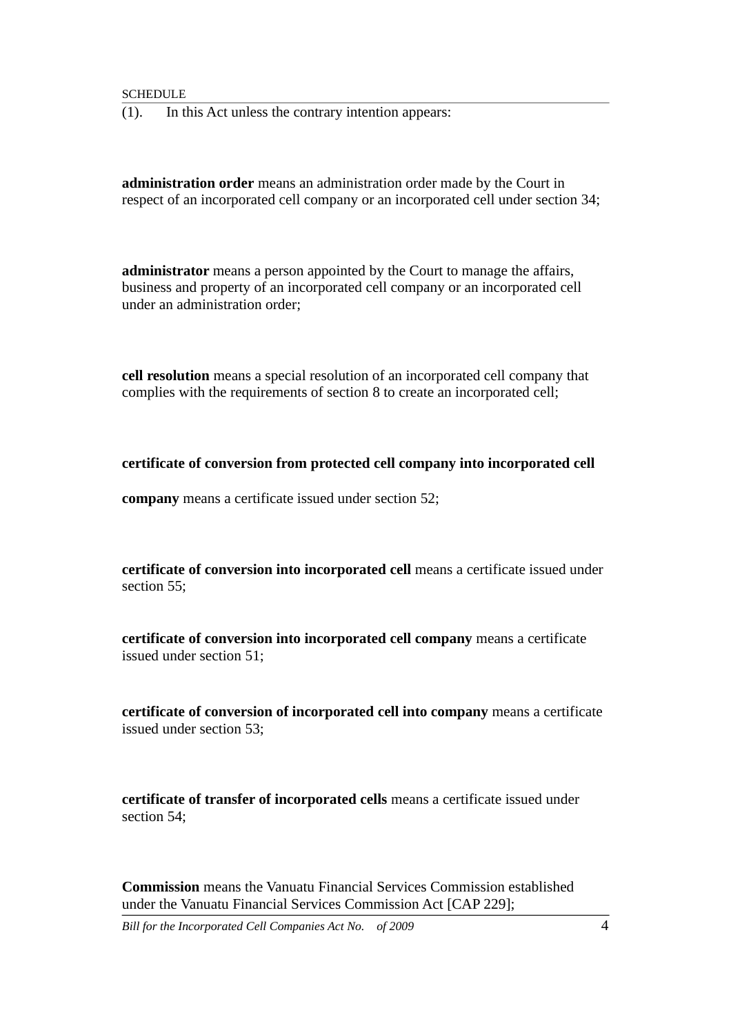SCHEDULE

(1). In this Act unless the contrary intention appears:

**administration order** means an administration order made by the Court in respect of an incorporated cell company or an incorporated cell under section 34;

**administrator** means a person appointed by the Court to manage the affairs, business and property of an incorporated cell company or an incorporated cell under an administration order;

**cell resolution** means a special resolution of an incorporated cell company that complies with the requirements of section 8 to create an incorporated cell;

**certificate of conversion from protected cell company into incorporated cell company** means a certificate issued under section 52;

**certificate of conversion into incorporated cell** means a certificate issued under section 55;

**certificate of conversion into incorporated cell company** means a certificate issued under section 51;

**certificate of conversion of incorporated cell into company** means a certificate issued under section 53;

**certificate of transfer of incorporated cells** means a certificate issued under section 54;

**Commission** means the Vanuatu Financial Services Commission established under the Vanuatu Financial Services Commission Act [CAP 229];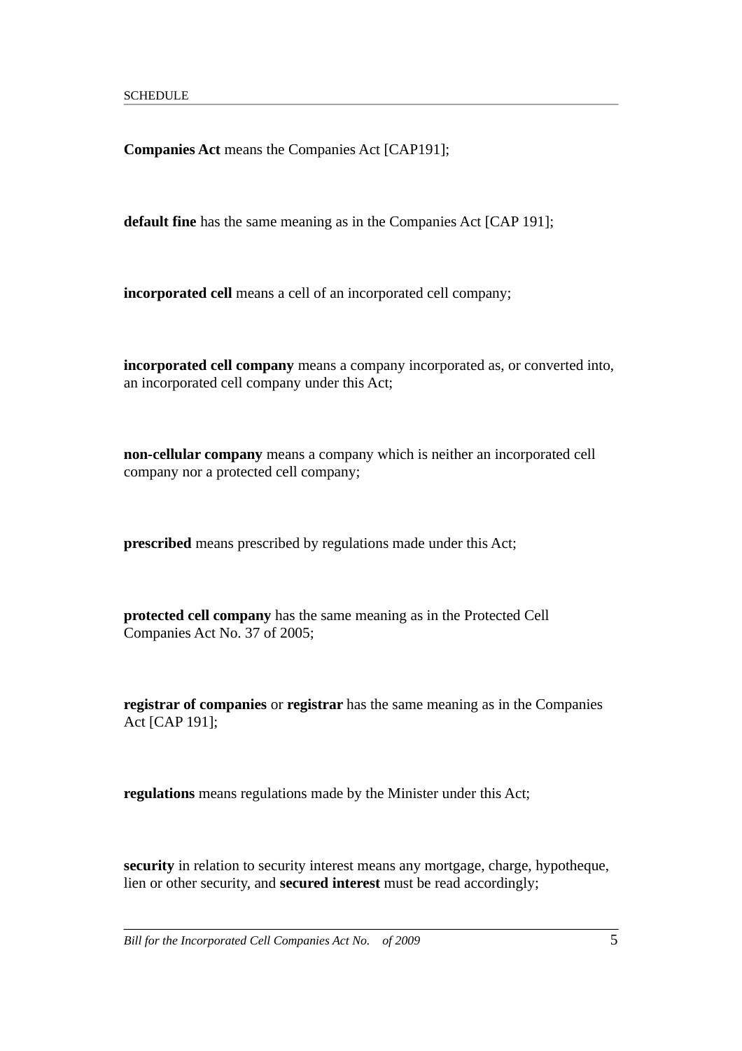**Companies Act** means the Companies Act [CAP191];

**default fine** has the same meaning as in the Companies Act [CAP 191];

**incorporated cell** means a cell of an incorporated cell company;

**incorporated cell company** means a company incorporated as, or converted into, an incorporated cell company under this Act;

**non-cellular company** means a company which is neither an incorporated cell company nor a protected cell company;

**prescribed** means prescribed by regulations made under this Act;

**protected cell company** has the same meaning as in the Protected Cell Companies Act No. 37 of 2005;

**registrar of companies** or **registrar** has the same meaning as in the Companies Act [CAP 191];

**regulations** means regulations made by the Minister under this Act;

**security** in relation to security interest means any mortgage, charge, hypotheque, lien or other security, and **secured interest** must be read accordingly;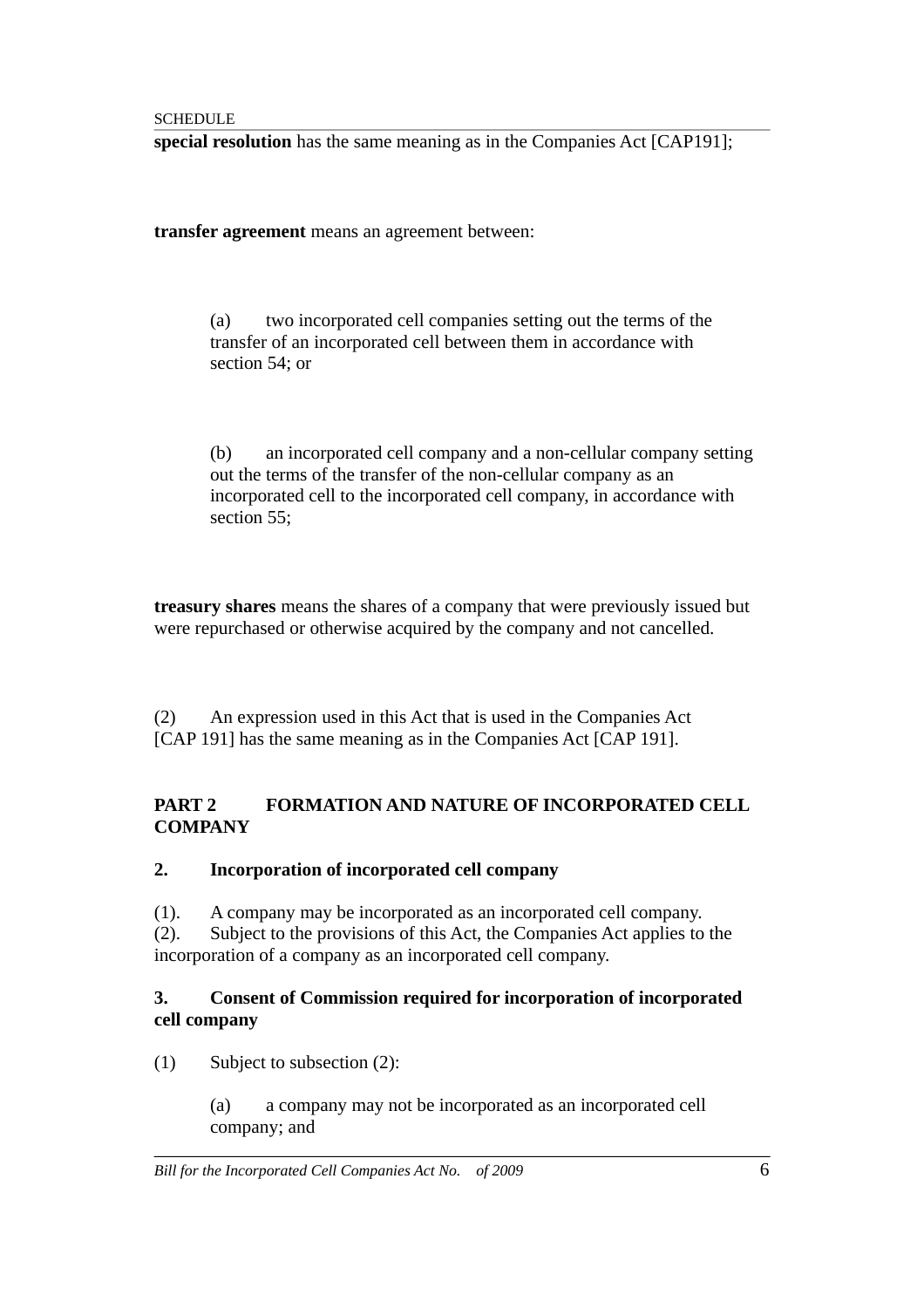**special resolution** has the same meaning as in the Companies Act [CAP191];

**transfer agreement** means an agreement between:

(a) two incorporated cell companies setting out the terms of the transfer of an incorporated cell between them in accordance with section 54; or

(b) an incorporated cell company and a non-cellular company setting out the terms of the transfer of the non-cellular company as an incorporated cell to the incorporated cell company, in accordance with section 55;

**treasury shares** means the shares of a company that were previously issued but were repurchased or otherwise acquired by the company and not cancelled.

(2) An expression used in this Act that is used in the Companies Act [CAP 191] has the same meaning as in the Companies Act [CAP 191].

## PART 2 FORMATION AND NATURE OF INCORPORATED CELL COMPANY

### 2. Incorporation of incorporated cell company

(1). A company may be incorporated as an incorporated cell company.
(2). Subject to the provisions of this Act, the Companies Act applies to the incorporation of a company as an incorporated cell company.

### 3. Consent of Commission required for incorporation of incorporated cell company

(1) Subject to subsection (2):

(a) a company may not be incorporated as an incorporated cell company; and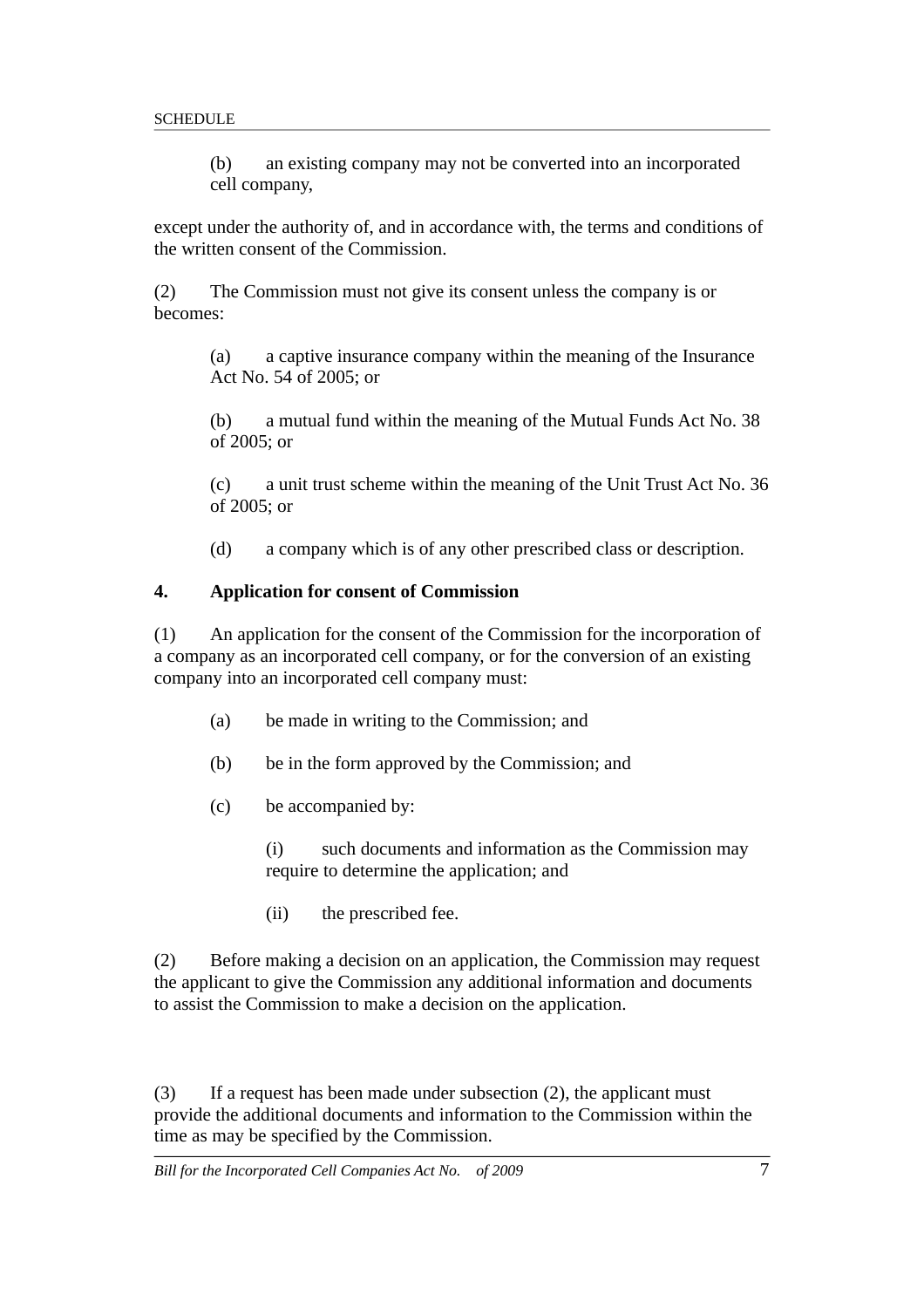(b) an existing company may not be converted into an incorporated cell company,

except under the authority of, and in accordance with, the terms and conditions of the written consent of the Commission.

(2) The Commission must not give its consent unless the company is or becomes:

(a) a captive insurance company within the meaning of the Insurance Act No. 54 of 2005; or

(b) a mutual fund within the meaning of the Mutual Funds Act No. 38 of 2005; or

(c) a unit trust scheme within the meaning of the Unit Trust Act No. 36 of 2005; or

(d) a company which is of any other prescribed class or description.

### 4. Application for consent of Commission

(1) An application for the consent of the Commission for the incorporation of a company as an incorporated cell company, or for the conversion of an existing company into an incorporated cell company must:

(a) be made in writing to the Commission; and

(b) be in the form approved by the Commission; and

(c) be accompanied by:

(i) such documents and information as the Commission may require to determine the application; and

(ii) the prescribed fee.

(2) Before making a decision on an application, the Commission may request the applicant to give the Commission any additional information and documents to assist the Commission to make a decision on the application.

(3) If a request has been made under subsection (2), the applicant must provide the additional documents and information to the Commission within the time as may be specified by the Commission.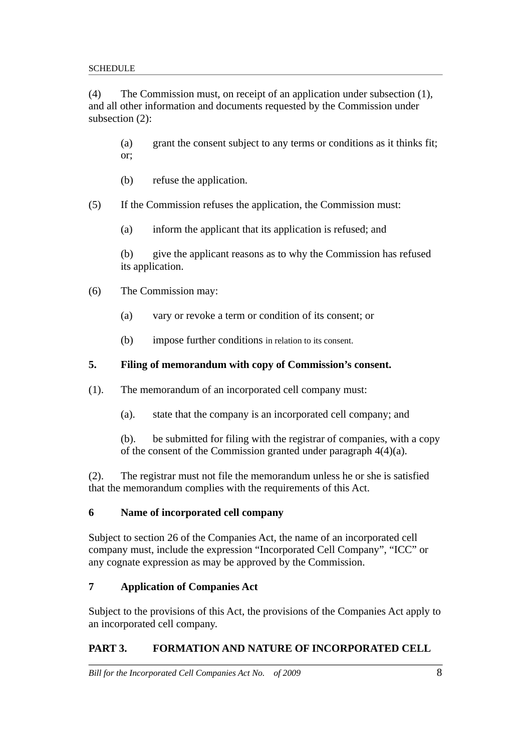(4) The Commission must, on receipt of an application under subsection (1), and all other information and documents requested by the Commission under subsection (2):

(a) grant the consent subject to any terms or conditions as it thinks fit; or;

(b) refuse the application.

(5) If the Commission refuses the application, the Commission must:

(a) inform the applicant that its application is refused; and

(b) give the applicant reasons as to why the Commission has refused its application.

(6) The Commission may:

(a) vary or revoke a term or condition of its consent; or

(b) impose further conditions in relation to its consent.

**5. Filing of memorandum with copy of Commission's consent.**

(1). The memorandum of an incorporated cell company must:

(a). state that the company is an incorporated cell company; and

(b). be submitted for filing with the registrar of companies, with a copy of the consent of the Commission granted under paragraph 4(4)(a).

(2). The registrar must not file the memorandum unless he or she is satisfied that the memorandum complies with the requirements of this Act.

**6 Name of incorporated cell company**

Subject to section 26 of the Companies Act, the name of an incorporated cell company must, include the expression "Incorporated Cell Company", "ICC" or any cognate expression as may be approved by the Commission.

**7 Application of Companies Act**

Subject to the provisions of this Act, the provisions of the Companies Act apply to an incorporated cell company.

**PART 3. FORMATION AND NATURE OF INCORPORATED CELL**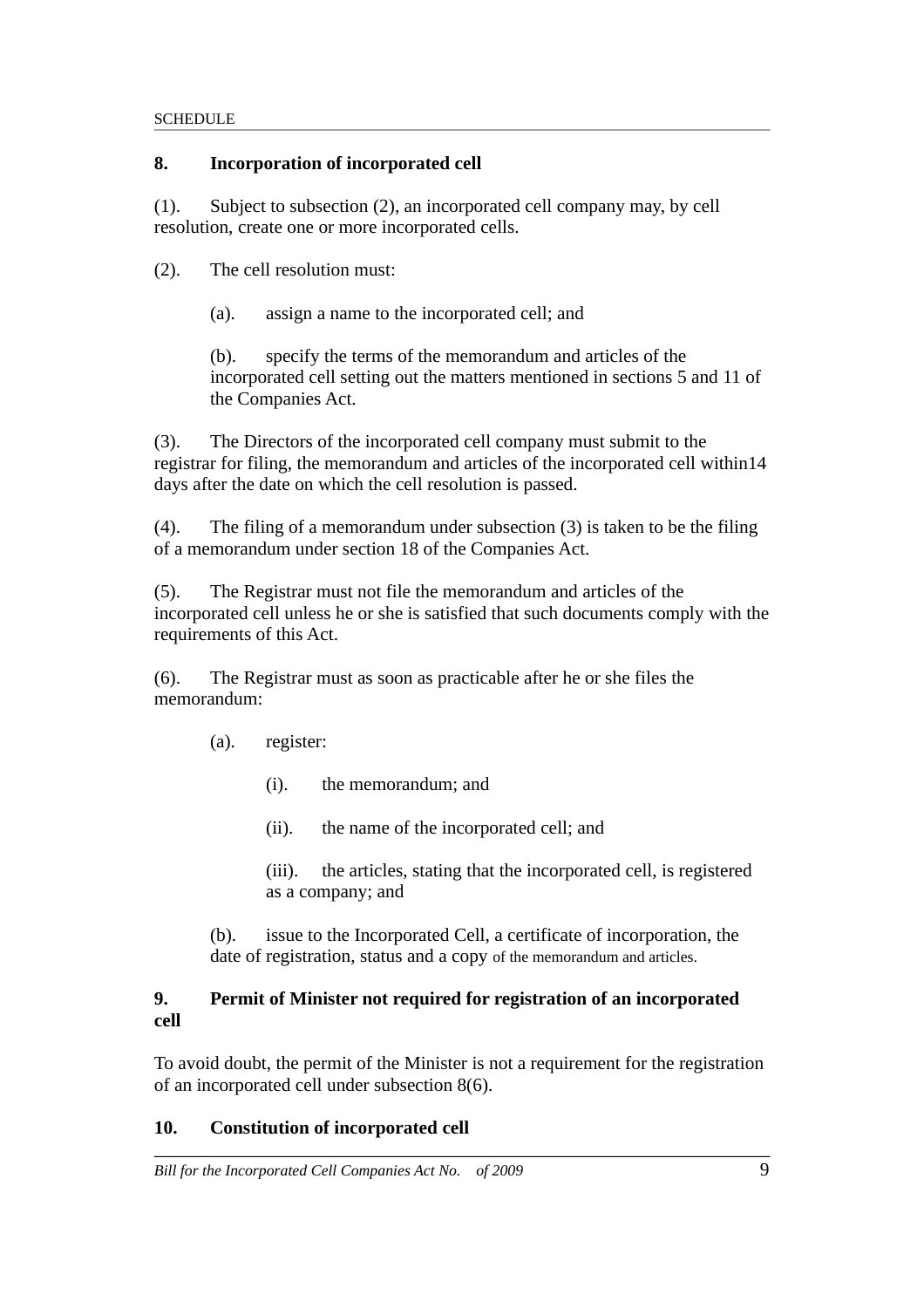### 8. Incorporation of incorporated cell

(1). Subject to subsection (2), an incorporated cell company may, by cell resolution, create one or more incorporated cells.

(2). The cell resolution must:

(a). assign a name to the incorporated cell; and

(b). specify the terms of the memorandum and articles of the incorporated cell setting out the matters mentioned in sections 5 and 11 of the Companies Act.

(3). The Directors of the incorporated cell company must submit to the registrar for filing, the memorandum and articles of the incorporated cell within14 days after the date on which the cell resolution is passed.

(4). The filing of a memorandum under subsection (3) is taken to be the filing of a memorandum under section 18 of the Companies Act.

(5). The Registrar must not file the memorandum and articles of the incorporated cell unless he or she is satisfied that such documents comply with the requirements of this Act.

(6). The Registrar must as soon as practicable after he or she files the memorandum:

(a). register:

(i). the memorandum; and

(ii). the name of the incorporated cell; and

(iii). the articles, stating that the incorporated cell, is registered as a company; and

(b). issue to the Incorporated Cell, a certificate of incorporation, the date of registration, status and a copy of the memorandum and articles.

### 9. Permit of Minister not required for registration of an incorporated cell

To avoid doubt, the permit of the Minister is not a requirement for the registration of an incorporated cell under subsection 8(6).

### 10. Constitution of incorporated cell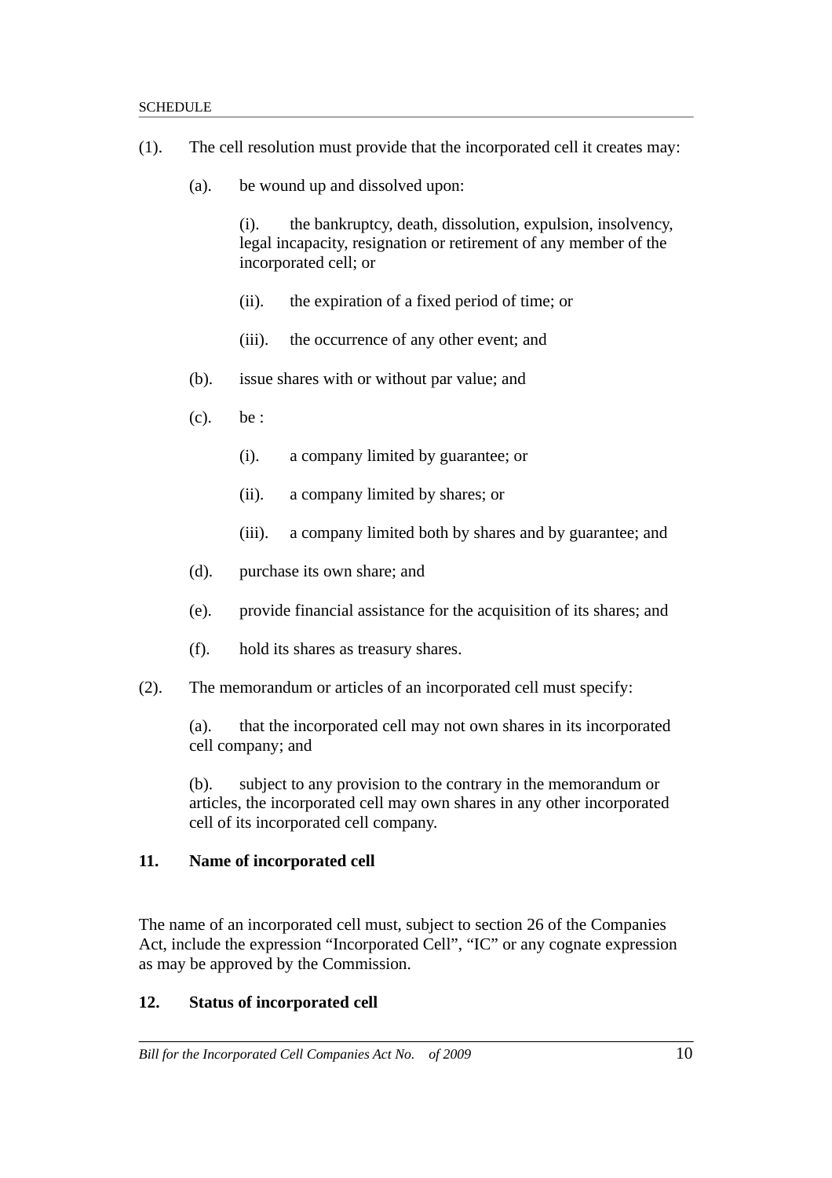(1). The cell resolution must provide that the incorporated cell it creates may:

(a). be wound up and dissolved upon:

(i). the bankruptcy, death, dissolution, expulsion, insolvency, legal incapacity, resignation or retirement of any member of the incorporated cell; or

(ii). the expiration of a fixed period of time; or

(iii). the occurrence of any other event; and

(b). issue shares with or without par value; and

(c). be :

(i). a company limited by guarantee; or

(ii). a company limited by shares; or

(iii). a company limited both by shares and by guarantee; and

(d). purchase its own share; and

(e). provide financial assistance for the acquisition of its shares; and

(f). hold its shares as treasury shares.

(2). The memorandum or articles of an incorporated cell must specify:

(a). that the incorporated cell may not own shares in its incorporated cell company; and

(b). subject to any provision to the contrary in the memorandum or articles, the incorporated cell may own shares in any other incorporated cell of its incorporated cell company.

**11. Name of incorporated cell**

The name of an incorporated cell must, subject to section 26 of the Companies Act, include the expression "Incorporated Cell", "IC" or any cognate expression as may be approved by the Commission.

**12. Status of incorporated cell**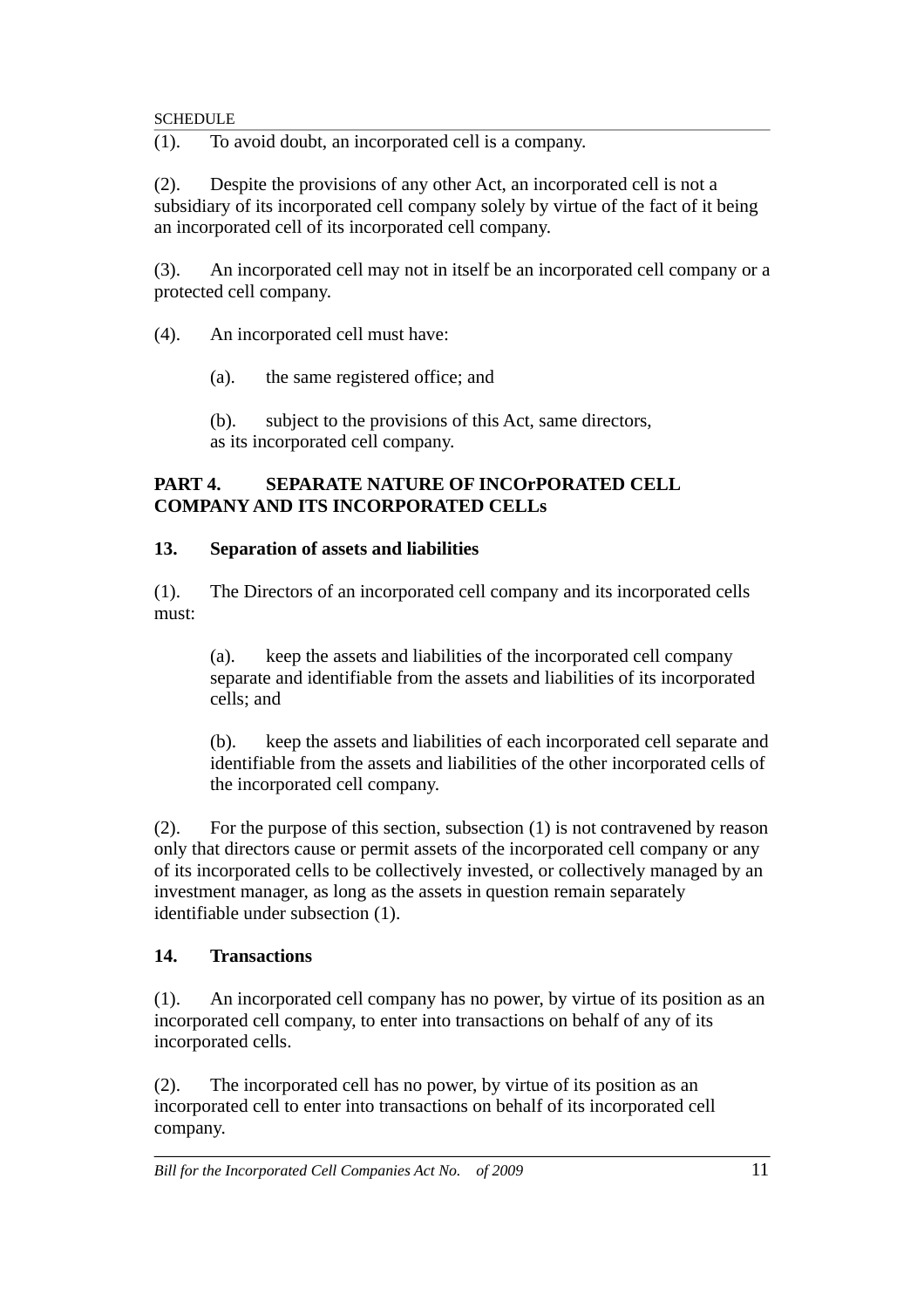(1). To avoid doubt, an incorporated cell is a company.

(2). Despite the provisions of any other Act, an incorporated cell is not a subsidiary of its incorporated cell company solely by virtue of the fact of it being an incorporated cell of its incorporated cell company.

(3). An incorporated cell may not in itself be an incorporated cell company or a protected cell company.

(4). An incorporated cell must have:

> (a). the same registered office; and
>
> (b). subject to the provisions of this Act, same directors,
> as its incorporated cell company.

## PART 4. SEPARATE NATURE OF INCOrPORATED CELL COMPANY AND ITS INCORPORATED CELLs

### 13. Separation of assets and liabilities

(1). The Directors of an incorporated cell company and its incorporated cells must:

> (a). keep the assets and liabilities of the incorporated cell company separate and identifiable from the assets and liabilities of its incorporated cells; and
>
> (b). keep the assets and liabilities of each incorporated cell separate and identifiable from the assets and liabilities of the other incorporated cells of the incorporated cell company.

(2). For the purpose of this section, subsection (1) is not contravened by reason only that directors cause or permit assets of the incorporated cell company or any of its incorporated cells to be collectively invested, or collectively managed by an investment manager, as long as the assets in question remain separately identifiable under subsection (1).

### 14. Transactions

(1). An incorporated cell company has no power, by virtue of its position as an incorporated cell company, to enter into transactions on behalf of any of its incorporated cells.

(2). The incorporated cell has no power, by virtue of its position as an incorporated cell to enter into transactions on behalf of its incorporated cell company.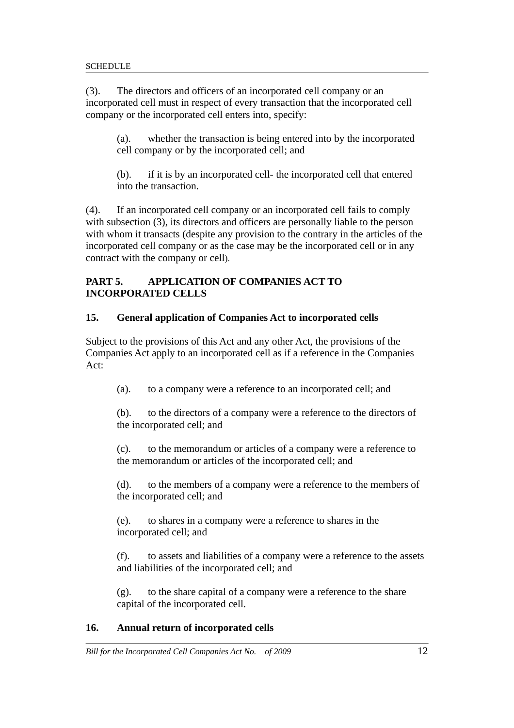(3). The directors and officers of an incorporated cell company or an incorporated cell must in respect of every transaction that the incorporated cell company or the incorporated cell enters into, specify:

> (a). whether the transaction is being entered into by the incorporated cell company or by the incorporated cell; and
>
> (b). if it is by an incorporated cell- the incorporated cell that entered into the transaction.

(4). If an incorporated cell company or an incorporated cell fails to comply with subsection (3), its directors and officers are personally liable to the person with whom it transacts (despite any provision to the contrary in the articles of the incorporated cell company or as the case may be the incorporated cell or in any contract with the company or cell).

## PART 5. APPLICATION OF COMPANIES ACT TO INCORPORATED CELLS

### 15. General application of Companies Act to incorporated cells

Subject to the provisions of this Act and any other Act, the provisions of the Companies Act apply to an incorporated cell as if a reference in the Companies Act:

> (a). to a company were a reference to an incorporated cell; and
>
> (b). to the directors of a company were a reference to the directors of the incorporated cell; and
>
> (c). to the memorandum or articles of a company were a reference to the memorandum or articles of the incorporated cell; and
>
> (d). to the members of a company were a reference to the members of the incorporated cell; and
>
> (e). to shares in a company were a reference to shares in the incorporated cell; and
>
> (f). to assets and liabilities of a company were a reference to the assets and liabilities of the incorporated cell; and
>
> (g). to the share capital of a company were a reference to the share capital of the incorporated cell.

### 16. Annual return of incorporated cells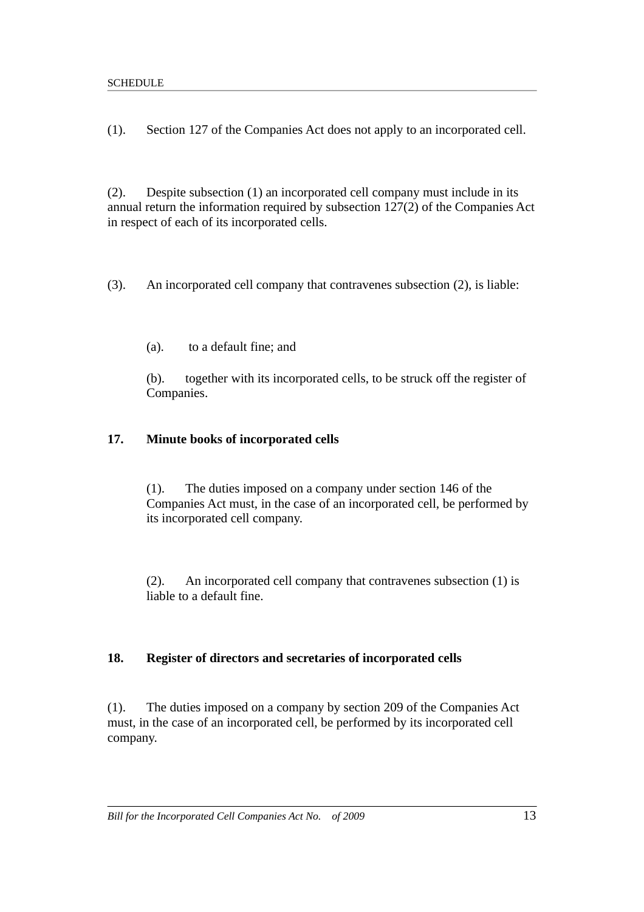(1). Section 127 of the Companies Act does not apply to an incorporated cell.

(2). Despite subsection (1) an incorporated cell company must include in its annual return the information required by subsection 127(2) of the Companies Act in respect of each of its incorporated cells.

(3). An incorporated cell company that contravenes subsection (2), is liable:

> (a). to a default fine; and
>
> (b). together with its incorporated cells, to be struck off the register of Companies.

**17. Minute books of incorporated cells**

> (1). The duties imposed on a company under section 146 of the Companies Act must, in the case of an incorporated cell, be performed by its incorporated cell company.
>
> (2). An incorporated cell company that contravenes subsection (1) is liable to a default fine.

**18. Register of directors and secretaries of incorporated cells**

(1). The duties imposed on a company by section 209 of the Companies Act must, in the case of an incorporated cell, be performed by its incorporated cell company.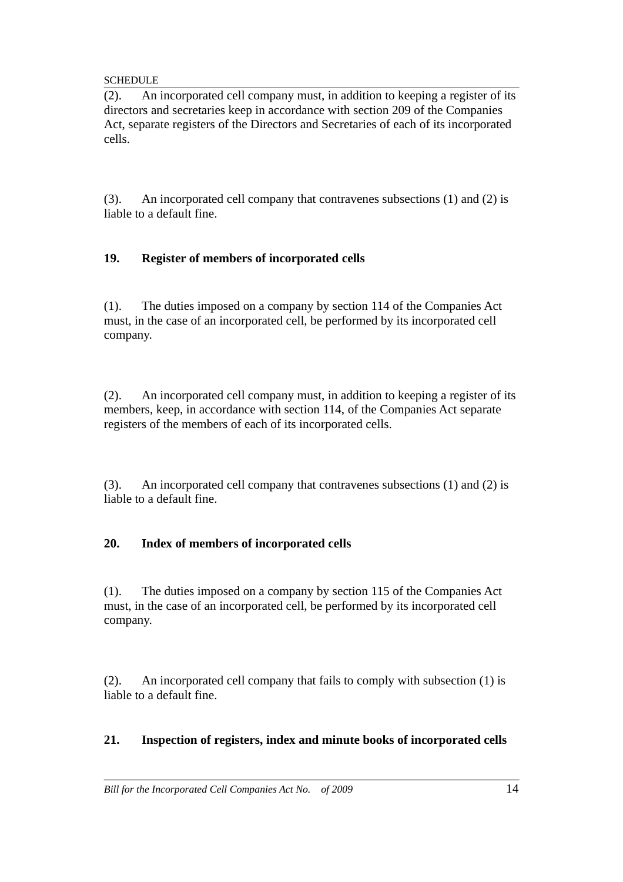(2). An incorporated cell company must, in addition to keeping a register of its directors and secretaries keep in accordance with section 209 of the Companies Act, separate registers of the Directors and Secretaries of each of its incorporated cells.

(3). An incorporated cell company that contravenes subsections (1) and (2) is liable to a default fine.

**19. Register of members of incorporated cells**

(1). The duties imposed on a company by section 114 of the Companies Act must, in the case of an incorporated cell, be performed by its incorporated cell company.

(2). An incorporated cell company must, in addition to keeping a register of its members, keep, in accordance with section 114, of the Companies Act separate registers of the members of each of its incorporated cells.

(3). An incorporated cell company that contravenes subsections (1) and (2) is liable to a default fine.

**20. Index of members of incorporated cells**

(1). The duties imposed on a company by section 115 of the Companies Act must, in the case of an incorporated cell, be performed by its incorporated cell company.

(2). An incorporated cell company that fails to comply with subsection (1) is liable to a default fine.

**21. Inspection of registers, index and minute books of incorporated cells**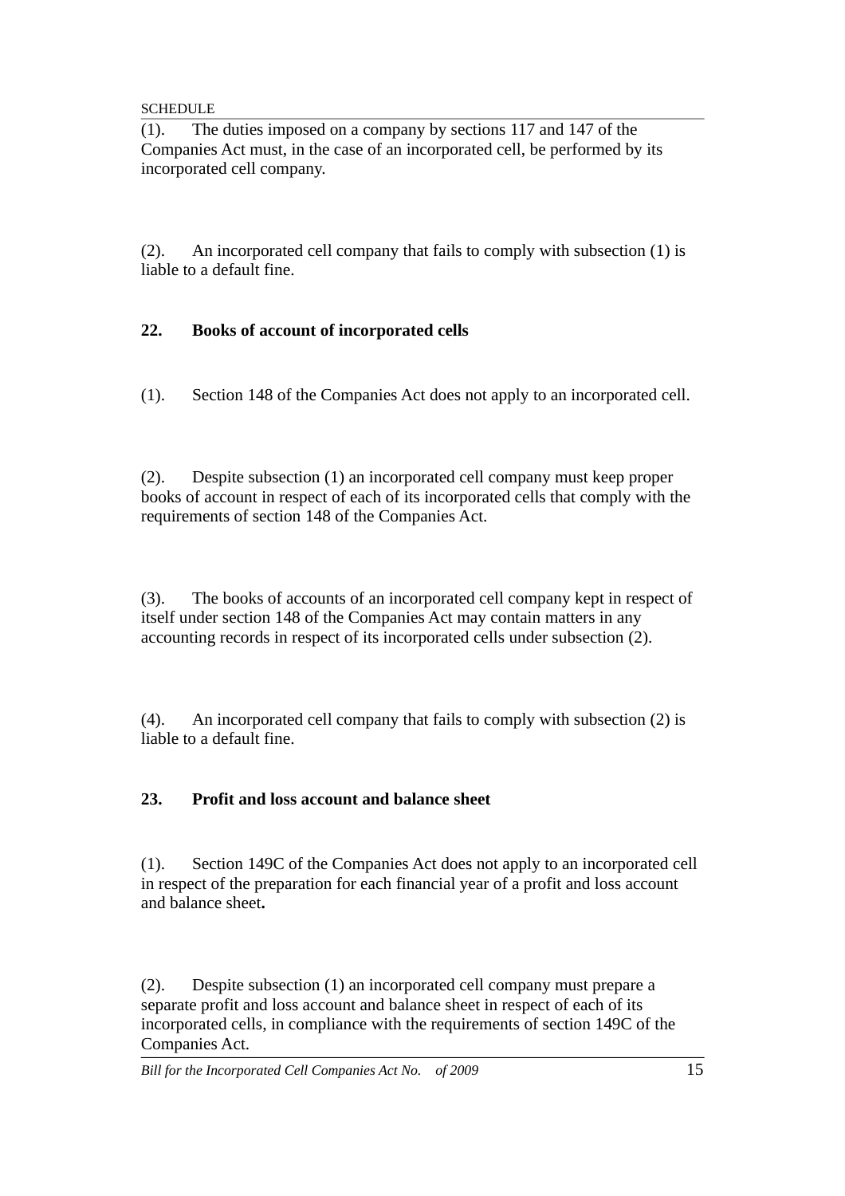(1). The duties imposed on a company by sections 117 and 147 of the Companies Act must, in the case of an incorporated cell, be performed by its incorporated cell company.

(2). An incorporated cell company that fails to comply with subsection (1) is liable to a default fine.

**22. Books of account of incorporated cells**

(1). Section 148 of the Companies Act does not apply to an incorporated cell.

(2). Despite subsection (1) an incorporated cell company must keep proper books of account in respect of each of its incorporated cells that comply with the requirements of section 148 of the Companies Act.

(3). The books of accounts of an incorporated cell company kept in respect of itself under section 148 of the Companies Act may contain matters in any accounting records in respect of its incorporated cells under subsection (2).

(4). An incorporated cell company that fails to comply with subsection (2) is liable to a default fine.

**23. Profit and loss account and balance sheet**

(1). Section 149C of the Companies Act does not apply to an incorporated cell in respect of the preparation for each financial year of a profit and loss account and balance sheet**.**

(2). Despite subsection (1) an incorporated cell company must prepare a separate profit and loss account and balance sheet in respect of each of its incorporated cells, in compliance with the requirements of section 149C of the Companies Act.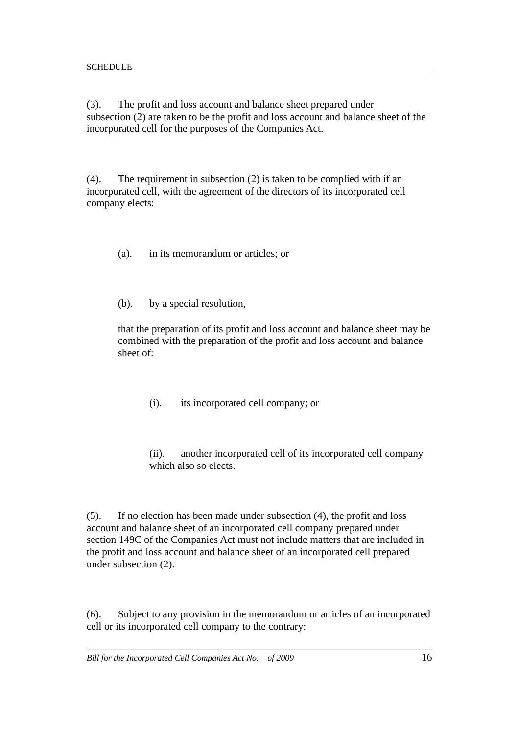(3). The profit and loss account and balance sheet prepared under subsection (2) are taken to be the profit and loss account and balance sheet of the incorporated cell for the purposes of the Companies Act.

(4). The requirement in subsection (2) is taken to be complied with if an incorporated cell, with the agreement of the directors of its incorporated cell company elects:

(a). in its memorandum or articles; or

(b). by a special resolution,

that the preparation of its profit and loss account and balance sheet may be combined with the preparation of the profit and loss account and balance sheet of:

(i). its incorporated cell company; or

(ii). another incorporated cell of its incorporated cell company which also so elects.

(5). If no election has been made under subsection (4), the profit and loss account and balance sheet of an incorporated cell company prepared under section 149C of the Companies Act must not include matters that are included in the profit and loss account and balance sheet of an incorporated cell prepared under subsection (2).

(6). Subject to any provision in the memorandum or articles of an incorporated cell or its incorporated cell company to the contrary: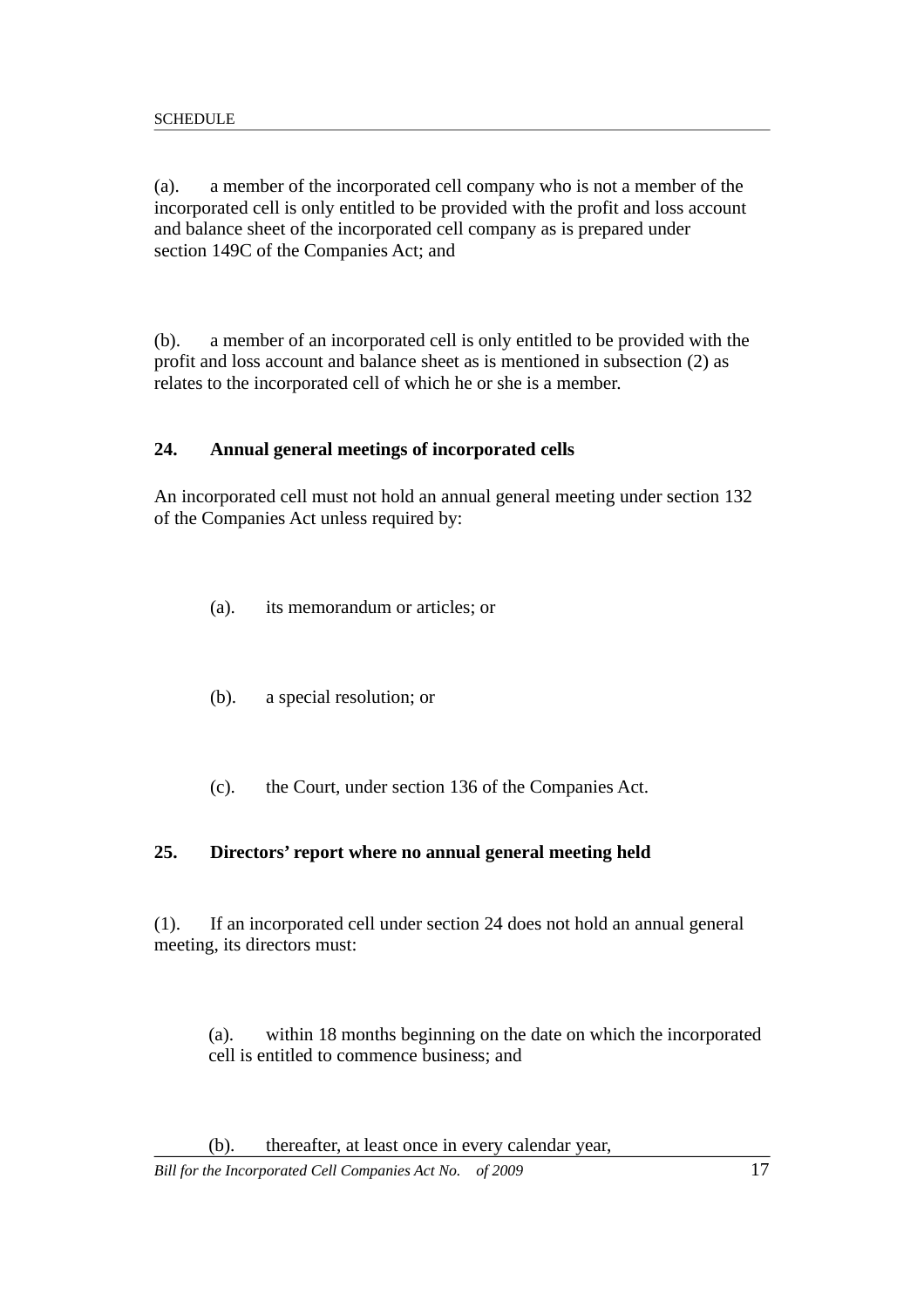(a). a member of the incorporated cell company who is not a member of the incorporated cell is only entitled to be provided with the profit and loss account and balance sheet of the incorporated cell company as is prepared under section 149C of the Companies Act; and

(b). a member of an incorporated cell is only entitled to be provided with the profit and loss account and balance sheet as is mentioned in subsection (2) as relates to the incorporated cell of which he or she is a member.

**24. Annual general meetings of incorporated cells**

An incorporated cell must not hold an annual general meeting under section 132 of the Companies Act unless required by:

(a). its memorandum or articles; or

(b). a special resolution; or

(c). the Court, under section 136 of the Companies Act.

**25. Directors' report where no annual general meeting held**

(1). If an incorporated cell under section 24 does not hold an annual general meeting, its directors must:

(a). within 18 months beginning on the date on which the incorporated cell is entitled to commence business; and

(b). thereafter, at least once in every calendar year,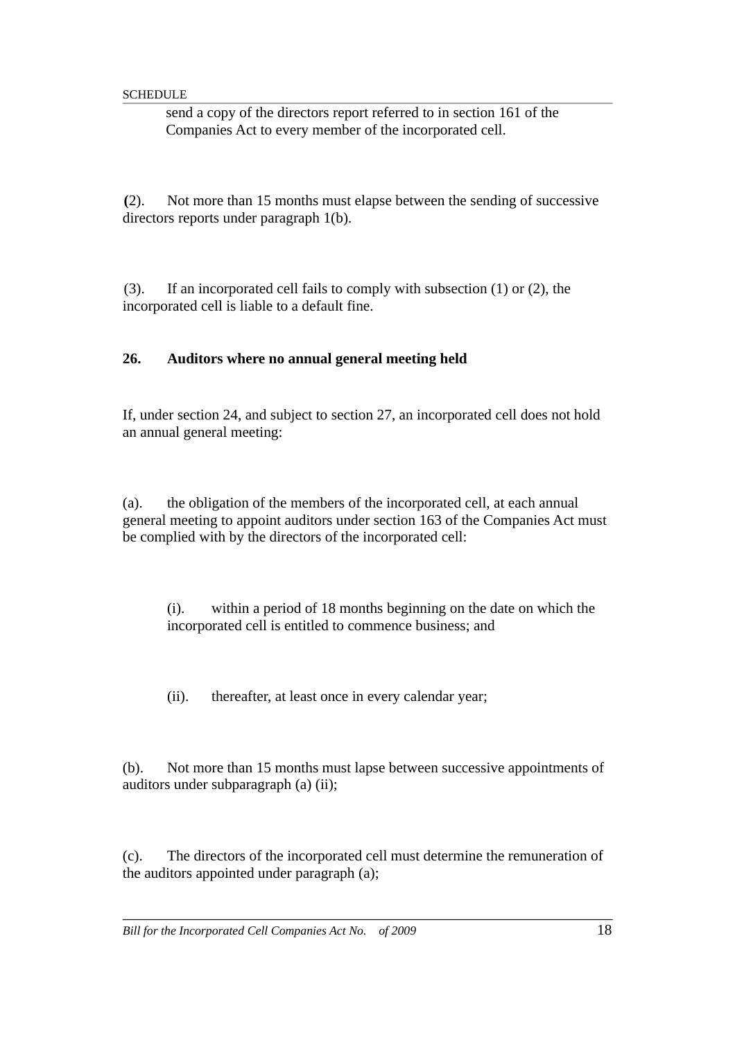send a copy of the directors report referred to in section 161 of the Companies Act to every member of the incorporated cell.

(2). Not more than 15 months must elapse between the sending of successive directors reports under paragraph 1(b).

(3). If an incorporated cell fails to comply with subsection (1) or (2), the incorporated cell is liable to a default fine.

**26. Auditors where no annual general meeting held**

If, under section 24, and subject to section 27, an incorporated cell does not hold an annual general meeting:

(a). the obligation of the members of the incorporated cell, at each annual general meeting to appoint auditors under section 163 of the Companies Act must be complied with by the directors of the incorporated cell:

> (i). within a period of 18 months beginning on the date on which the incorporated cell is entitled to commence business; and
>
> (ii). thereafter, at least once in every calendar year;

(b). Not more than 15 months must lapse between successive appointments of auditors under subparagraph (a) (ii);

(c). The directors of the incorporated cell must determine the remuneration of the auditors appointed under paragraph (a);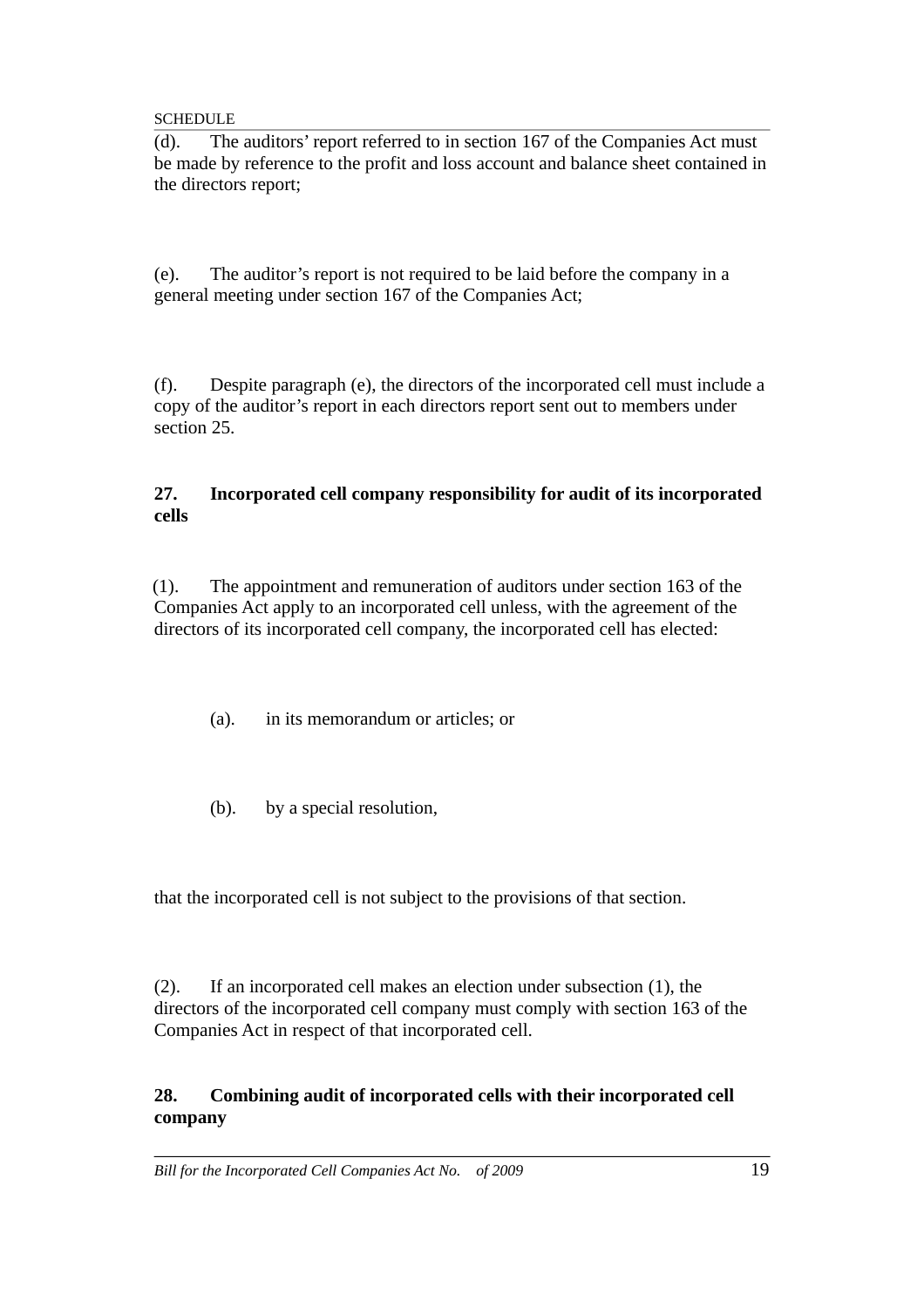(d). The auditors' report referred to in section 167 of the Companies Act must be made by reference to the profit and loss account and balance sheet contained in the directors report;

(e). The auditor's report is not required to be laid before the company in a general meeting under section 167 of the Companies Act;

(f). Despite paragraph (e), the directors of the incorporated cell must include a copy of the auditor's report in each directors report sent out to members under section 25.

### 27. Incorporated cell company responsibility for audit of its incorporated cells

(1). The appointment and remuneration of auditors under section 163 of the Companies Act apply to an incorporated cell unless, with the agreement of the directors of its incorporated cell company, the incorporated cell has elected:

> (a). in its memorandum or articles; or
>
> (b). by a special resolution,

that the incorporated cell is not subject to the provisions of that section.

(2). If an incorporated cell makes an election under subsection (1), the directors of the incorporated cell company must comply with section 163 of the Companies Act in respect of that incorporated cell.

### 28. Combining audit of incorporated cells with their incorporated cell company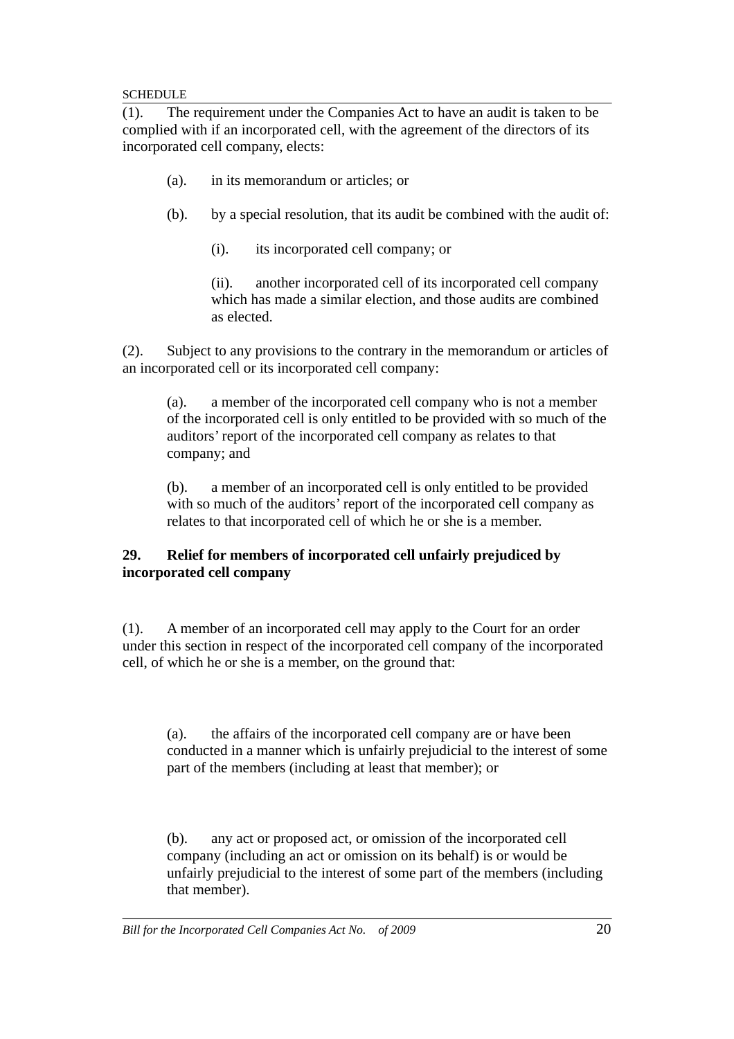(1). The requirement under the Companies Act to have an audit is taken to be complied with if an incorporated cell, with the agreement of the directors of its incorporated cell company, elects:

(a). in its memorandum or articles; or

(b). by a special resolution, that its audit be combined with the audit of:

(i). its incorporated cell company; or

(ii). another incorporated cell of its incorporated cell company which has made a similar election, and those audits are combined as elected.

(2). Subject to any provisions to the contrary in the memorandum or articles of an incorporated cell or its incorporated cell company:

(a). a member of the incorporated cell company who is not a member of the incorporated cell is only entitled to be provided with so much of the auditors' report of the incorporated cell company as relates to that company; and

(b). a member of an incorporated cell is only entitled to be provided with so much of the auditors' report of the incorporated cell company as relates to that incorporated cell of which he or she is a member.

**29. Relief for members of incorporated cell unfairly prejudiced by incorporated cell company**

(1). A member of an incorporated cell may apply to the Court for an order under this section in respect of the incorporated cell company of the incorporated cell, of which he or she is a member, on the ground that:

(a). the affairs of the incorporated cell company are or have been conducted in a manner which is unfairly prejudicial to the interest of some part of the members (including at least that member); or

(b). any act or proposed act, or omission of the incorporated cell company (including an act or omission on its behalf) is or would be unfairly prejudicial to the interest of some part of the members (including that member).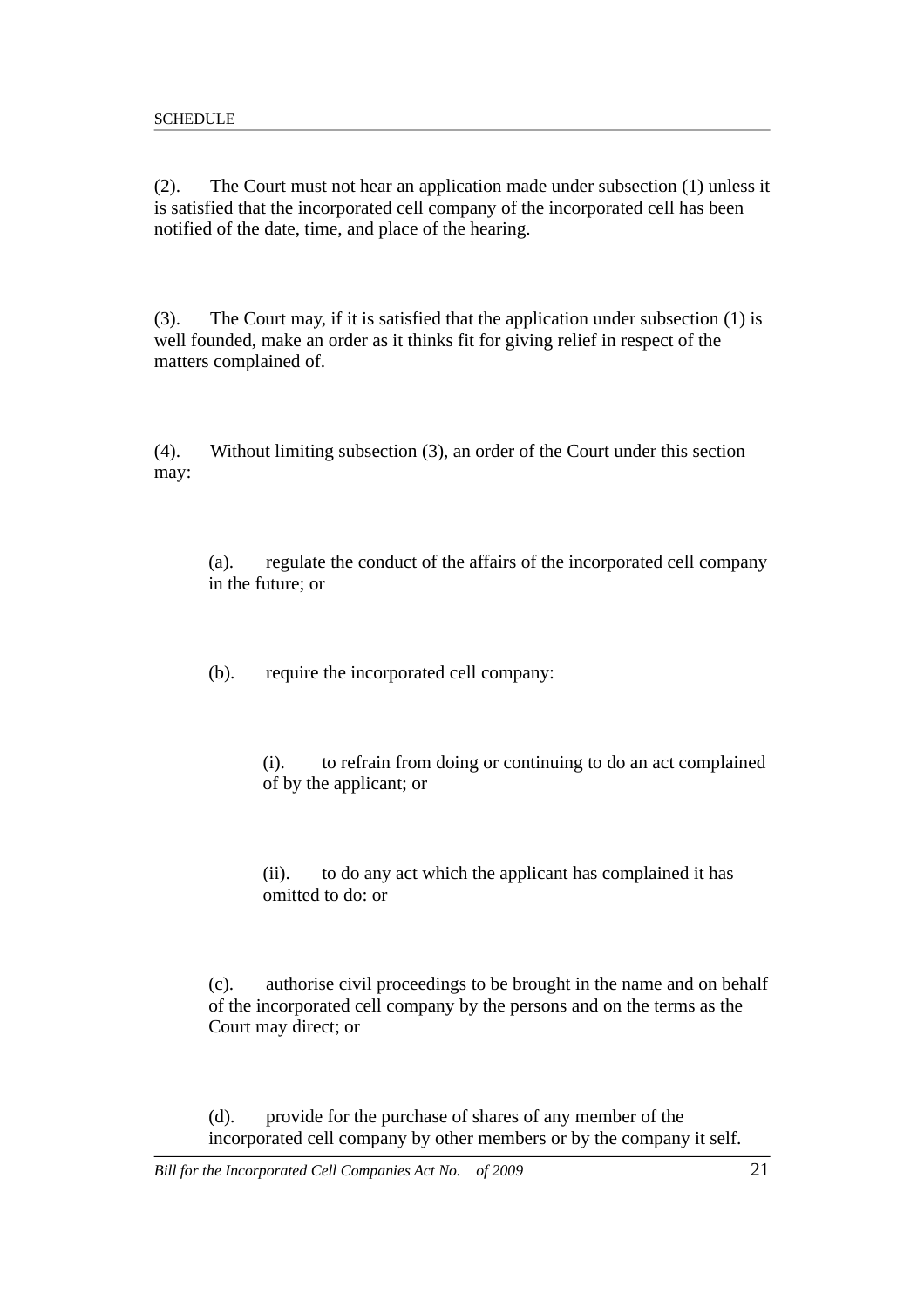(2). The Court must not hear an application made under subsection (1) unless it is satisfied that the incorporated cell company of the incorporated cell has been notified of the date, time, and place of the hearing.

(3). The Court may, if it is satisfied that the application under subsection (1) is well founded, make an order as it thinks fit for giving relief in respect of the matters complained of.

(4). Without limiting subsection (3), an order of the Court under this section may:

> (a). regulate the conduct of the affairs of the incorporated cell company in the future; or
>
> (b). require the incorporated cell company:
>
> > (i). to refrain from doing or continuing to do an act complained of by the applicant; or
> >
> > (ii). to do any act which the applicant has complained it has omitted to do: or
>
> (c). authorise civil proceedings to be brought in the name and on behalf of the incorporated cell company by the persons and on the terms as the Court may direct; or
>
> (d). provide for the purchase of shares of any member of the incorporated cell company by other members or by the company it self.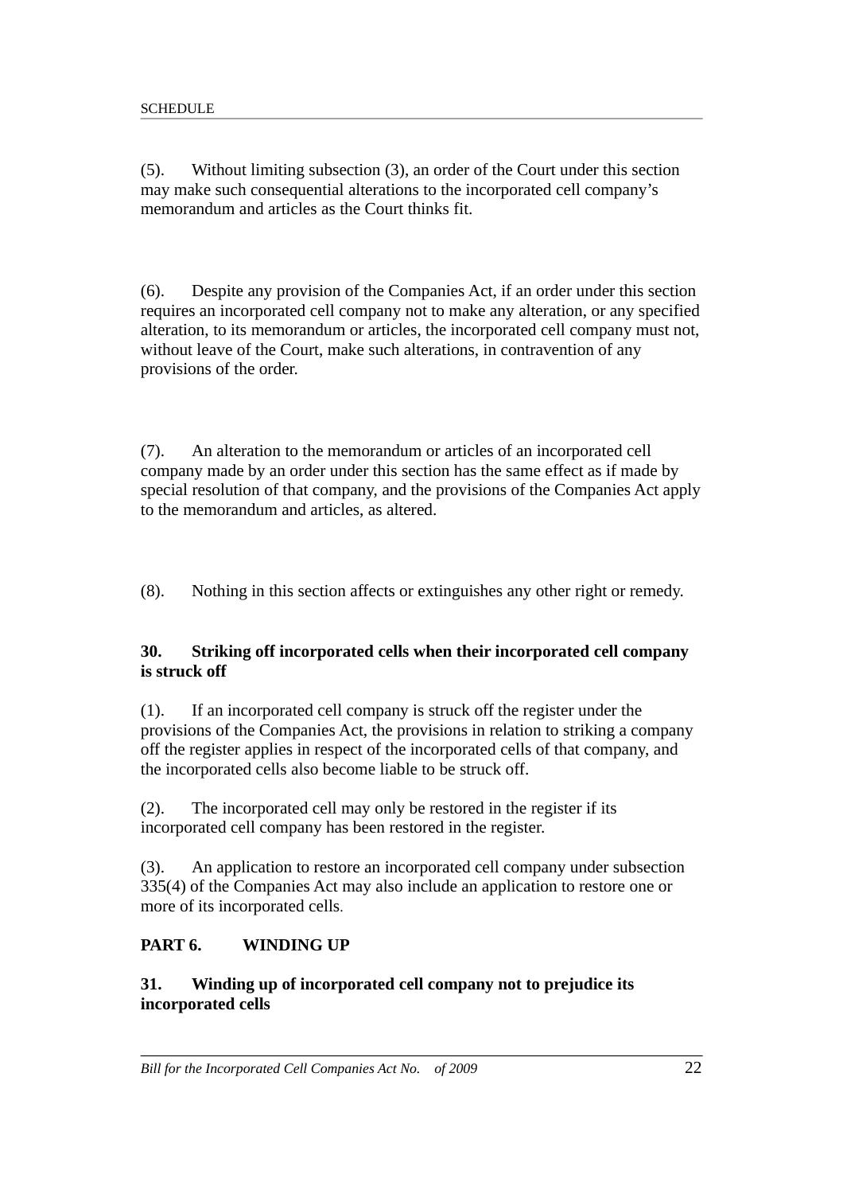(5). Without limiting subsection (3), an order of the Court under this section may make such consequential alterations to the incorporated cell company's memorandum and articles as the Court thinks fit.

(6). Despite any provision of the Companies Act, if an order under this section requires an incorporated cell company not to make any alteration, or any specified alteration, to its memorandum or articles, the incorporated cell company must not, without leave of the Court, make such alterations, in contravention of any provisions of the order.

(7). An alteration to the memorandum or articles of an incorporated cell company made by an order under this section has the same effect as if made by special resolution of that company, and the provisions of the Companies Act apply to the memorandum and articles, as altered.

(8). Nothing in this section affects or extinguishes any other right or remedy.

### 30. Striking off incorporated cells when their incorporated cell company is struck off

(1). If an incorporated cell company is struck off the register under the provisions of the Companies Act, the provisions in relation to striking a company off the register applies in respect of the incorporated cells of that company, and the incorporated cells also become liable to be struck off.

(2). The incorporated cell may only be restored in the register if its incorporated cell company has been restored in the register.

(3). An application to restore an incorporated cell company under subsection 335(4) of the Companies Act may also include an application to restore one or more of its incorporated cells.

## PART 6. WINDING UP

### 31. Winding up of incorporated cell company not to prejudice its incorporated cells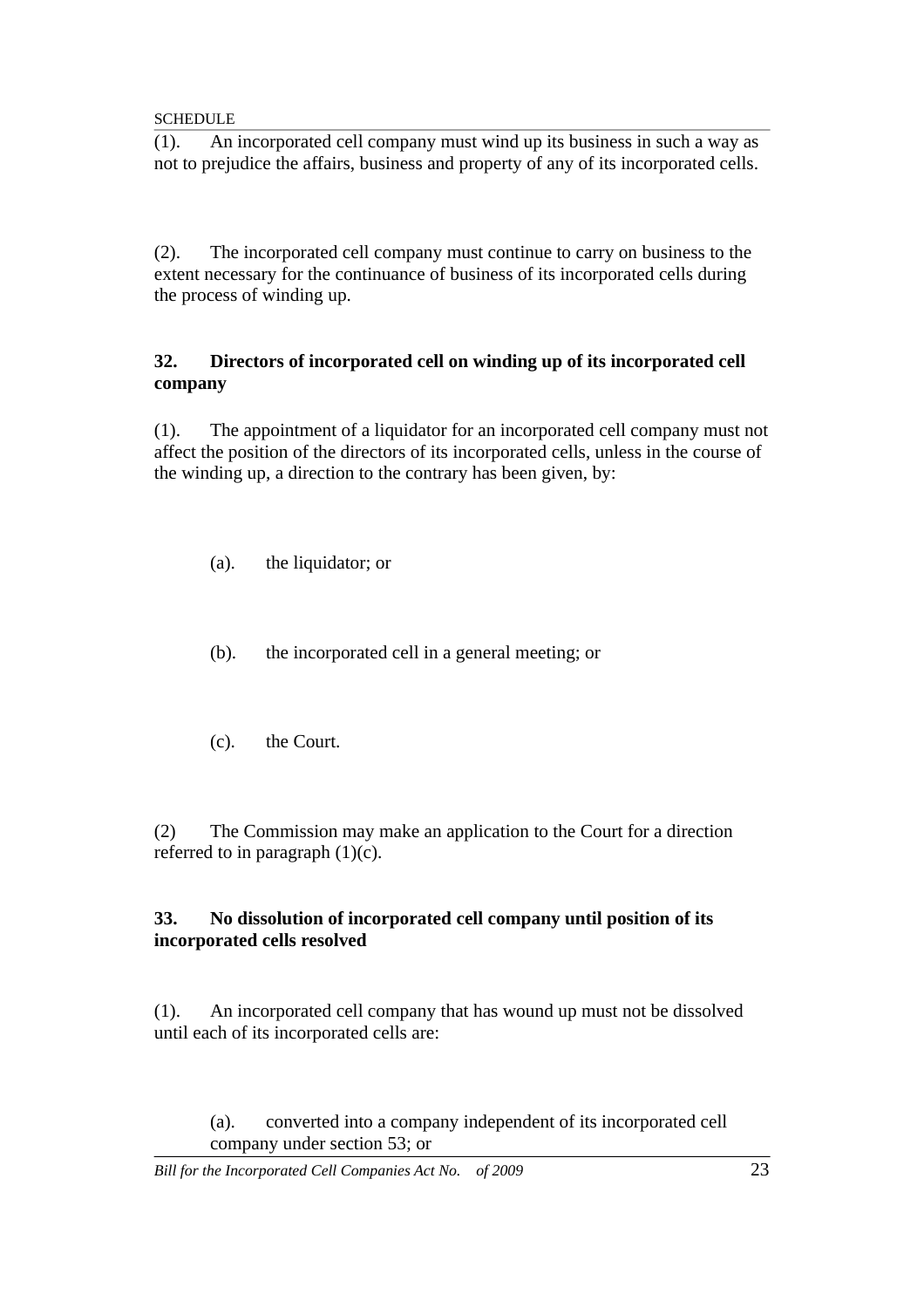(1). An incorporated cell company must wind up its business in such a way as not to prejudice the affairs, business and property of any of its incorporated cells.

(2). The incorporated cell company must continue to carry on business to the extent necessary for the continuance of business of its incorporated cells during the process of winding up.

**32. Directors of incorporated cell on winding up of its incorporated cell company**

(1). The appointment of a liquidator for an incorporated cell company must not affect the position of the directors of its incorporated cells, unless in the course of the winding up, a direction to the contrary has been given, by:

(a). the liquidator; or

(b). the incorporated cell in a general meeting; or

(c). the Court.

(2) The Commission may make an application to the Court for a direction referred to in paragraph (1)(c).

**33. No dissolution of incorporated cell company until position of its incorporated cells resolved**

(1). An incorporated cell company that has wound up must not be dissolved until each of its incorporated cells are:

(a). converted into a company independent of its incorporated cell company under section 53; or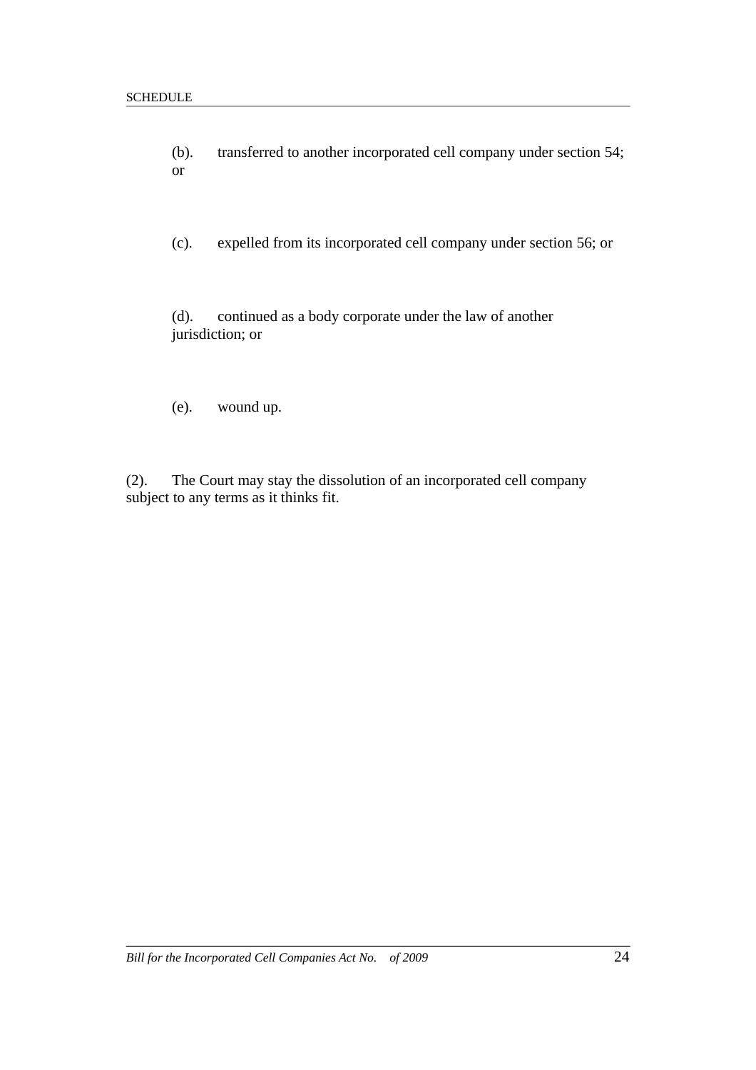(b). transferred to another incorporated cell company under section 54; or

(c). expelled from its incorporated cell company under section 56; or

(d). continued as a body corporate under the law of another jurisdiction; or

(e). wound up.

(2). The Court may stay the dissolution of an incorporated cell company subject to any terms as it thinks fit.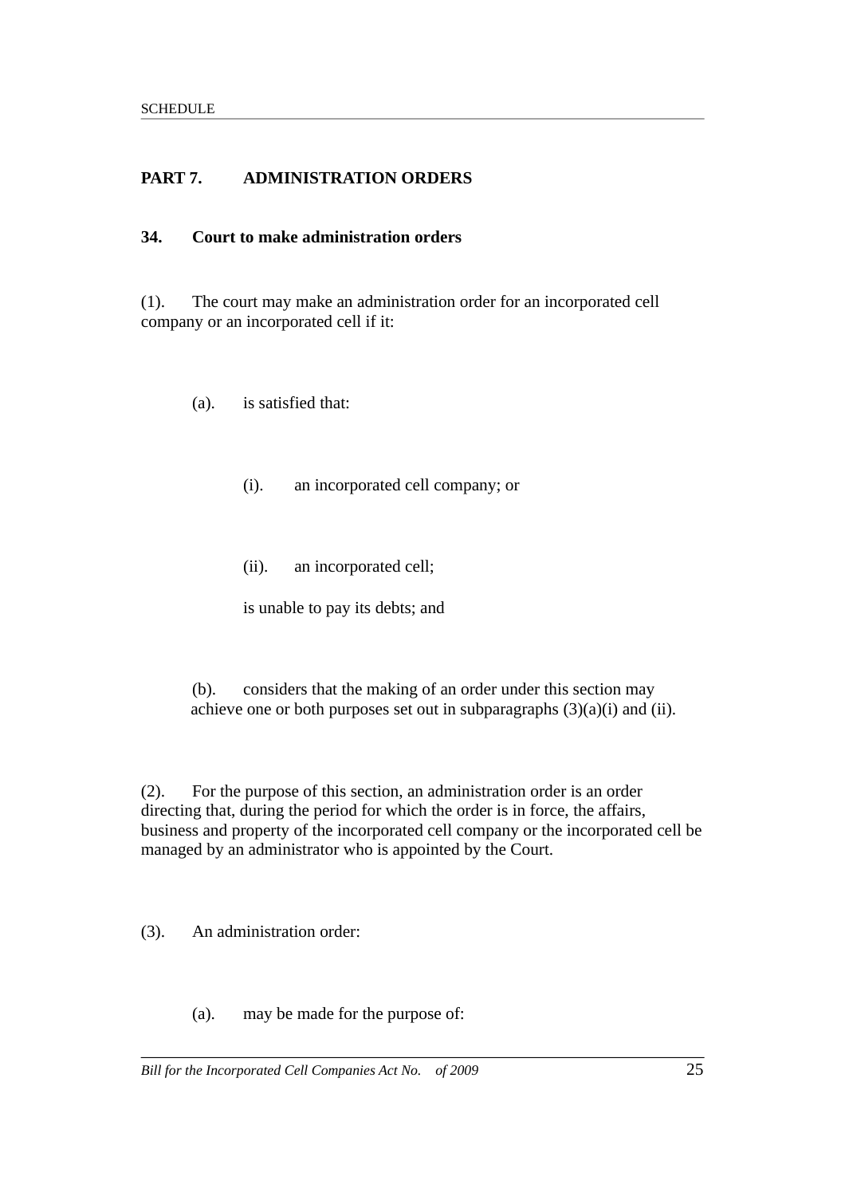## PART 7. ADMINISTRATION ORDERS

### 34. Court to make administration orders

(1). The court may make an administration order for an incorporated cell company or an incorporated cell if it:

(a). is satisfied that:

(i). an incorporated cell company; or

(ii). an incorporated cell;

is unable to pay its debts; and

(b). considers that the making of an order under this section may achieve one or both purposes set out in subparagraphs (3)(a)(i) and (ii).

(2). For the purpose of this section, an administration order is an order directing that, during the period for which the order is in force, the affairs, business and property of the incorporated cell company or the incorporated cell be managed by an administrator who is appointed by the Court.

(3). An administration order:

(a). may be made for the purpose of: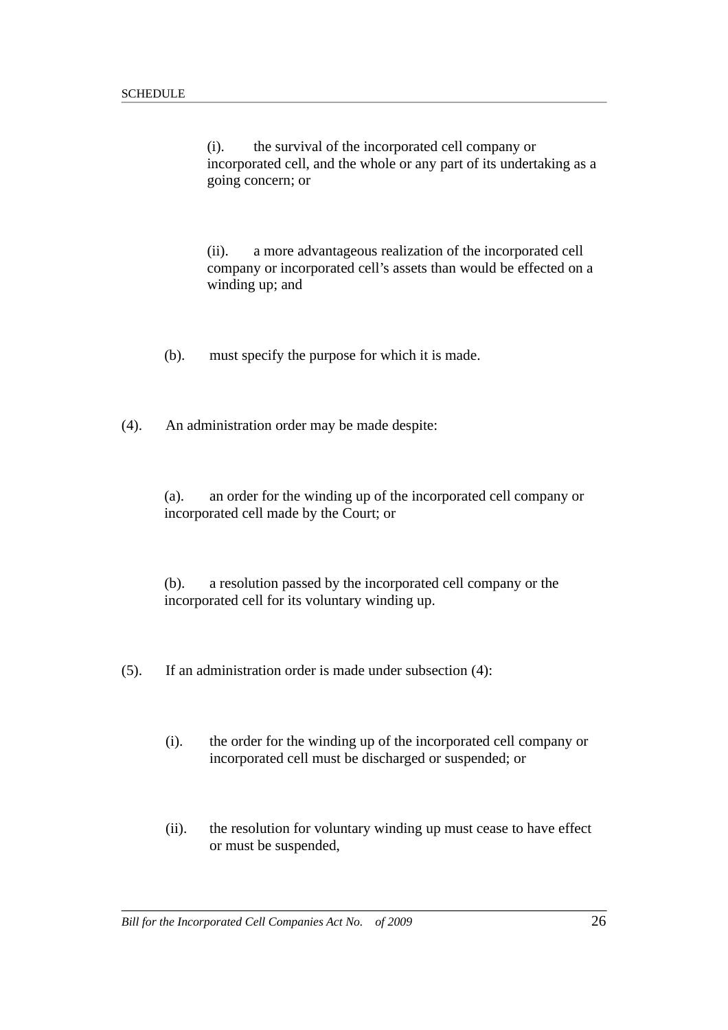(i). the survival of the incorporated cell company or incorporated cell, and the whole or any part of its undertaking as a going concern; or

(ii). a more advantageous realization of the incorporated cell company or incorporated cell's assets than would be effected on a winding up; and

(b). must specify the purpose for which it is made.

(4). An administration order may be made despite:

(a). an order for the winding up of the incorporated cell company or incorporated cell made by the Court; or

(b). a resolution passed by the incorporated cell company or the incorporated cell for its voluntary winding up.

(5). If an administration order is made under subsection (4):

(i). the order for the winding up of the incorporated cell company or incorporated cell must be discharged or suspended; or

(ii). the resolution for voluntary winding up must cease to have effect or must be suspended,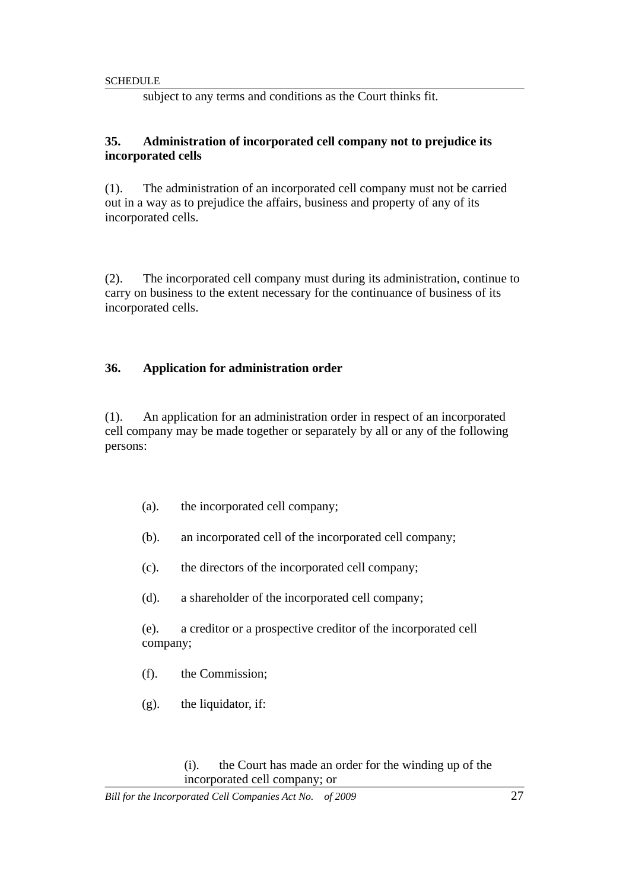subject to any terms and conditions as the Court thinks fit.

**35. Administration of incorporated cell company not to prejudice its incorporated cells**

(1). The administration of an incorporated cell company must not be carried out in a way as to prejudice the affairs, business and property of any of its incorporated cells.

(2). The incorporated cell company must during its administration, continue to carry on business to the extent necessary for the continuance of business of its incorporated cells.

**36. Application for administration order**

(1). An application for an administration order in respect of an incorporated cell company may be made together or separately by all or any of the following persons:

(a). the incorporated cell company;

(b). an incorporated cell of the incorporated cell company;

(c). the directors of the incorporated cell company;

(d). a shareholder of the incorporated cell company;

(e). a creditor or a prospective creditor of the incorporated cell company;

(f). the Commission;

(g). the liquidator, if:

(i). the Court has made an order for the winding up of the incorporated cell company; or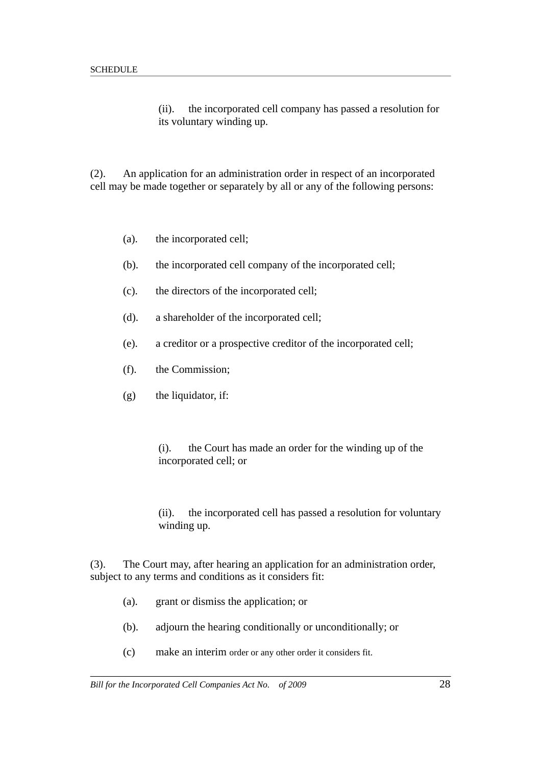(ii). the incorporated cell company has passed a resolution for its voluntary winding up.

(2). An application for an administration order in respect of an incorporated cell may be made together or separately by all or any of the following persons:

(a). the incorporated cell;

(b). the incorporated cell company of the incorporated cell;

(c). the directors of the incorporated cell;

(d). a shareholder of the incorporated cell;

(e). a creditor or a prospective creditor of the incorporated cell;

(f). the Commission;

(g) the liquidator, if:

(i). the Court has made an order for the winding up of the incorporated cell; or

(ii). the incorporated cell has passed a resolution for voluntary winding up.

(3). The Court may, after hearing an application for an administration order, subject to any terms and conditions as it considers fit:

(a). grant or dismiss the application; or

(b). adjourn the hearing conditionally or unconditionally; or

(c) make an interim order or any other order it considers fit.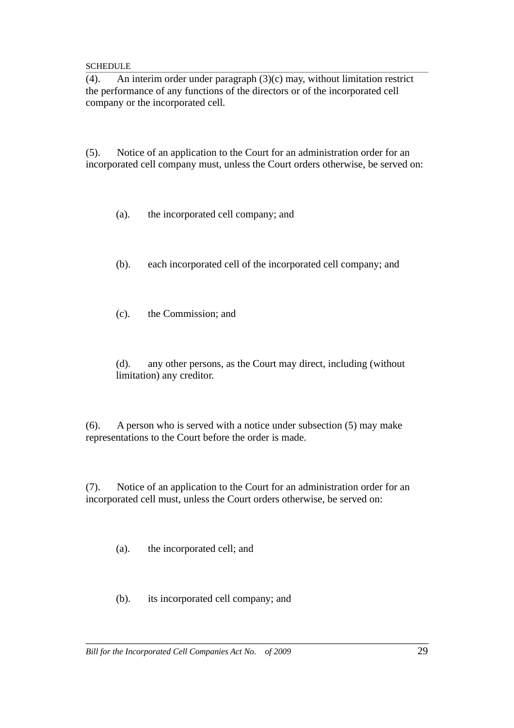(4). An interim order under paragraph (3)(c) may, without limitation restrict the performance of any functions of the directors or of the incorporated cell company or the incorporated cell.

(5). Notice of an application to the Court for an administration order for an incorporated cell company must, unless the Court orders otherwise, be served on:

(a). the incorporated cell company; and

(b). each incorporated cell of the incorporated cell company; and

(c). the Commission; and

(d). any other persons, as the Court may direct, including (without limitation) any creditor.

(6). A person who is served with a notice under subsection (5) may make representations to the Court before the order is made.

(7). Notice of an application to the Court for an administration order for an incorporated cell must, unless the Court orders otherwise, be served on:

(a). the incorporated cell; and

(b). its incorporated cell company; and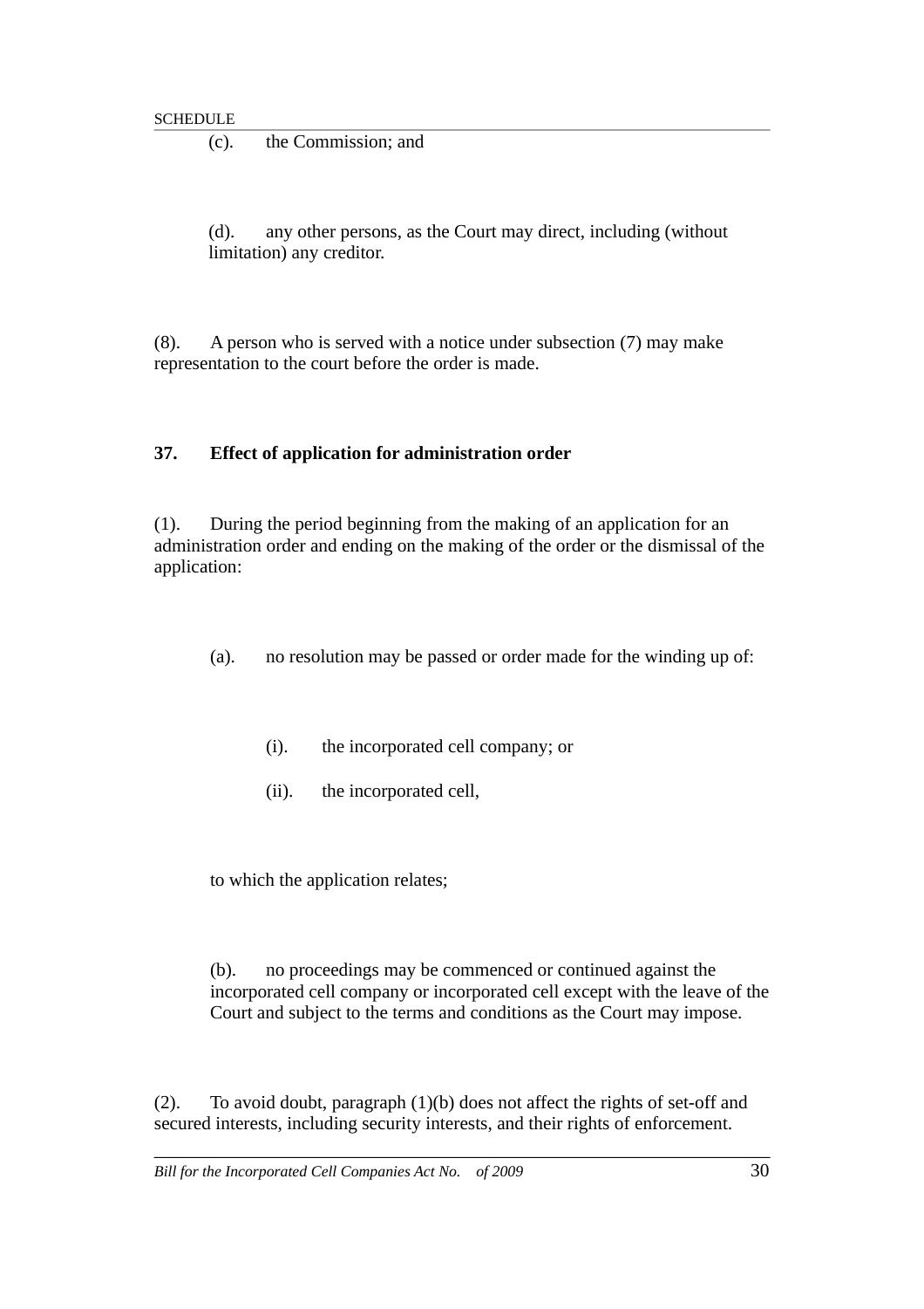(c). the Commission; and

(d). any other persons, as the Court may direct, including (without limitation) any creditor.

(8). A person who is served with a notice under subsection (7) may make representation to the court before the order is made.

**37. Effect of application for administration order**

(1). During the period beginning from the making of an application for an administration order and ending on the making of the order or the dismissal of the application:

(a). no resolution may be passed or order made for the winding up of:

(i). the incorporated cell company; or

(ii). the incorporated cell,

to which the application relates;

(b). no proceedings may be commenced or continued against the incorporated cell company or incorporated cell except with the leave of the Court and subject to the terms and conditions as the Court may impose.

(2). To avoid doubt, paragraph (1)(b) does not affect the rights of set-off and secured interests, including security interests, and their rights of enforcement.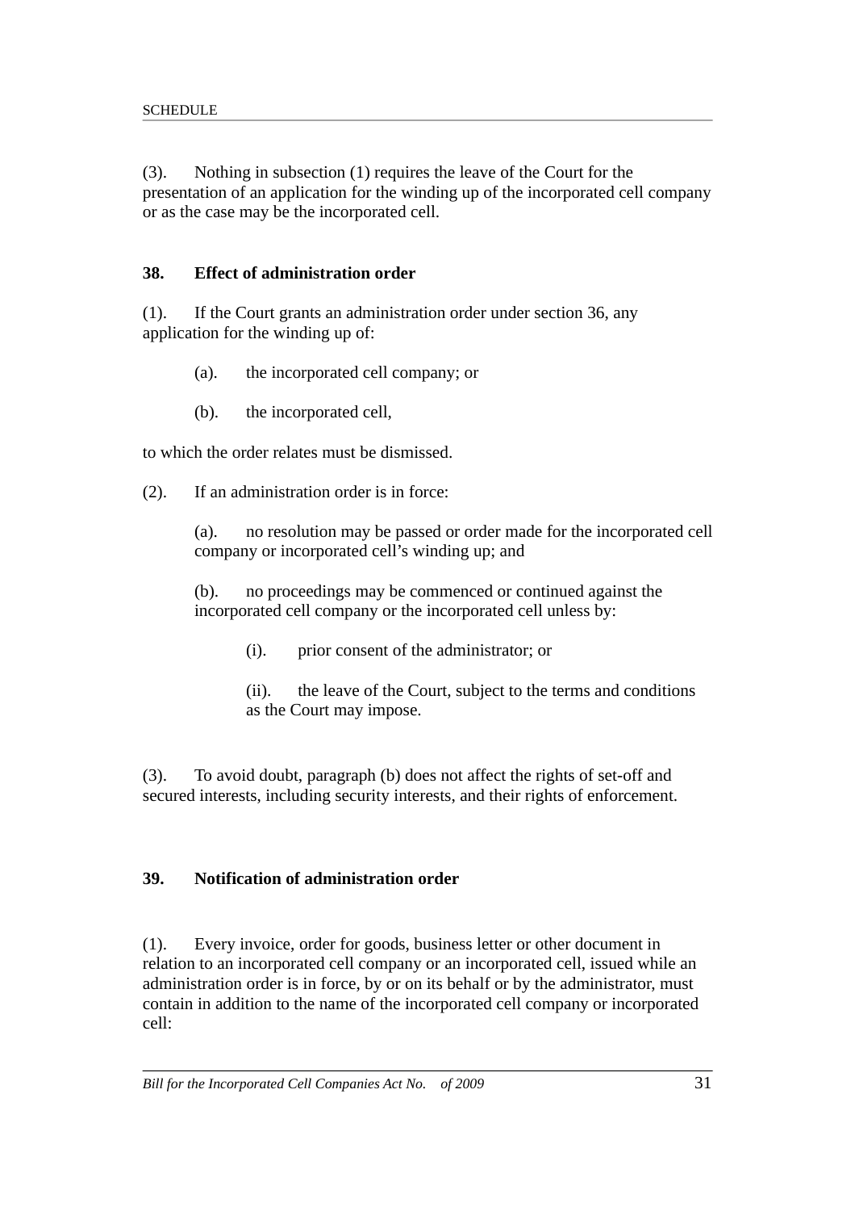(3). Nothing in subsection (1) requires the leave of the Court for the presentation of an application for the winding up of the incorporated cell company or as the case may be the incorporated cell.

### 38. Effect of administration order

(1). If the Court grants an administration order under section 36, any application for the winding up of:

> (a). the incorporated cell company; or
>
> (b). the incorporated cell,

to which the order relates must be dismissed.

(2). If an administration order is in force:

> (a). no resolution may be passed or order made for the incorporated cell company or incorporated cell's winding up; and
>
> (b). no proceedings may be commenced or continued against the incorporated cell company or the incorporated cell unless by:
>
> > (i). prior consent of the administrator; or
> >
> > (ii). the leave of the Court, subject to the terms and conditions as the Court may impose.

(3). To avoid doubt, paragraph (b) does not affect the rights of set-off and secured interests, including security interests, and their rights of enforcement.

### 39. Notification of administration order

(1). Every invoice, order for goods, business letter or other document in relation to an incorporated cell company or an incorporated cell, issued while an administration order is in force, by or on its behalf or by the administrator, must contain in addition to the name of the incorporated cell company or incorporated cell: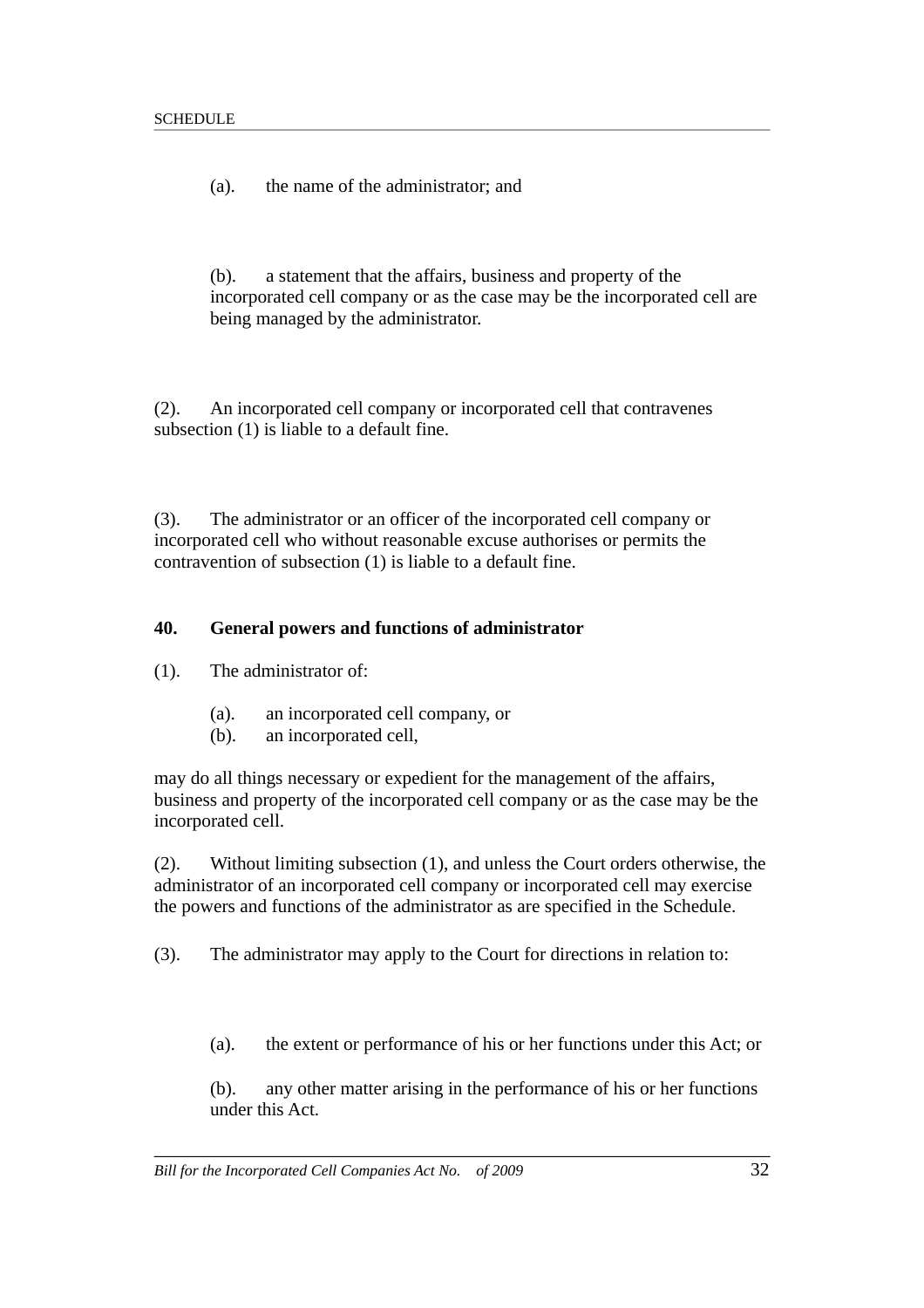(a). the name of the administrator; and

(b). a statement that the affairs, business and property of the incorporated cell company or as the case may be the incorporated cell are being managed by the administrator.

(2). An incorporated cell company or incorporated cell that contravenes subsection (1) is liable to a default fine.

(3). The administrator or an officer of the incorporated cell company or incorporated cell who without reasonable excuse authorises or permits the contravention of subsection (1) is liable to a default fine.

**40. General powers and functions of administrator**

(1). The administrator of:

(a). an incorporated cell company, or
(b). an incorporated cell,

may do all things necessary or expedient for the management of the affairs, business and property of the incorporated cell company or as the case may be the incorporated cell.

(2). Without limiting subsection (1), and unless the Court orders otherwise, the administrator of an incorporated cell company or incorporated cell may exercise the powers and functions of the administrator as are specified in the Schedule.

(3). The administrator may apply to the Court for directions in relation to:

(a). the extent or performance of his or her functions under this Act; or

(b). any other matter arising in the performance of his or her functions under this Act.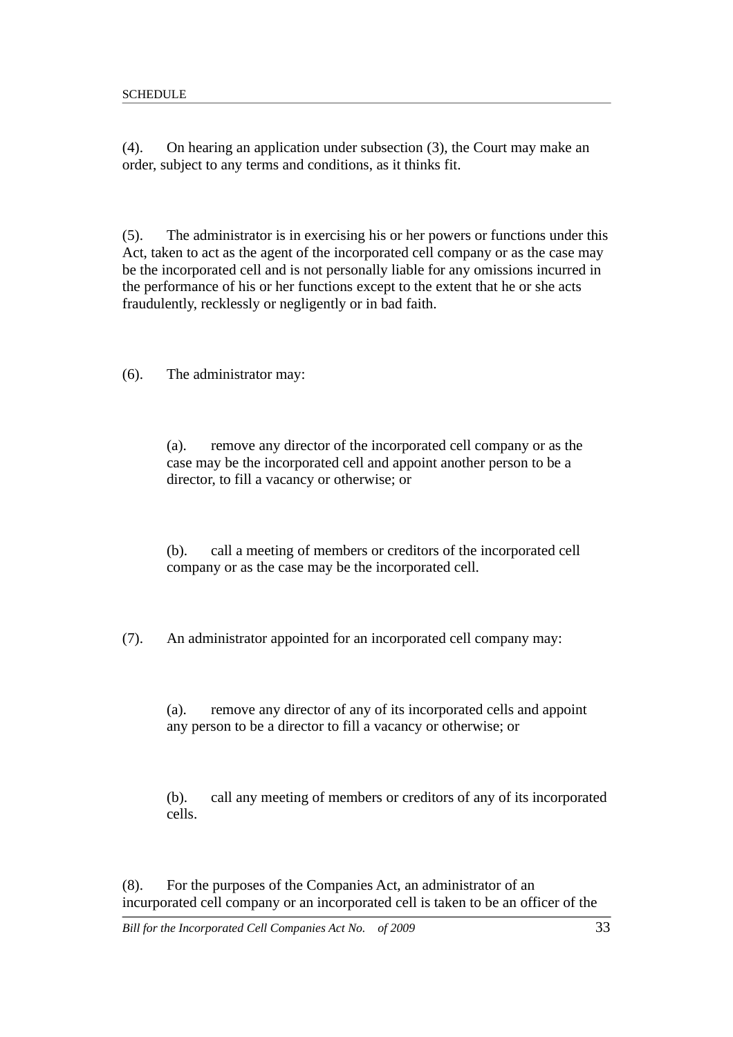(4). On hearing an application under subsection (3), the Court may make an order, subject to any terms and conditions, as it thinks fit.

(5). The administrator is in exercising his or her powers or functions under this Act, taken to act as the agent of the incorporated cell company or as the case may be the incorporated cell and is not personally liable for any omissions incurred in the performance of his or her functions except to the extent that he or she acts fraudulently, recklessly or negligently or in bad faith.

(6). The administrator may:

> (a). remove any director of the incorporated cell company or as the case may be the incorporated cell and appoint another person to be a director, to fill a vacancy or otherwise; or
>
> (b). call a meeting of members or creditors of the incorporated cell company or as the case may be the incorporated cell.

(7). An administrator appointed for an incorporated cell company may:

> (a). remove any director of any of its incorporated cells and appoint any person to be a director to fill a vacancy or otherwise; or
>
> (b). call any meeting of members or creditors of any of its incorporated cells.

(8). For the purposes of the Companies Act, an administrator of an incorporated cell company or an incorporated cell is taken to be an officer of the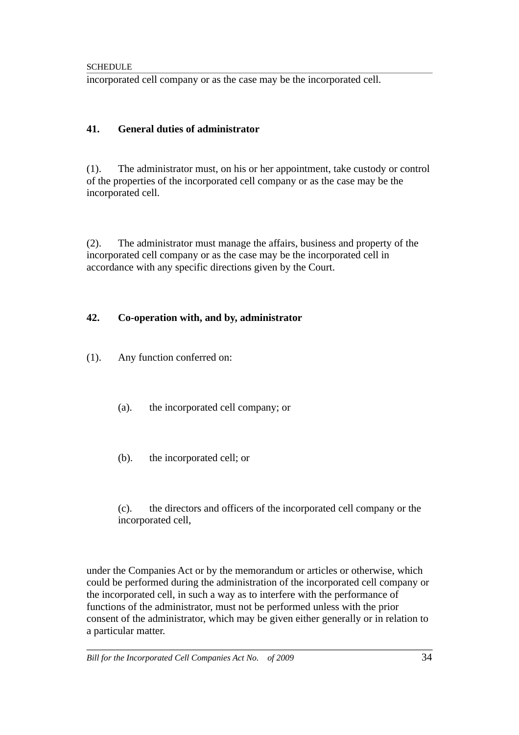incorporated cell company or as the case may be the incorporated cell.

### 41. General duties of administrator

(1). The administrator must, on his or her appointment, take custody or control of the properties of the incorporated cell company or as the case may be the incorporated cell.

(2). The administrator must manage the affairs, business and property of the incorporated cell company or as the case may be the incorporated cell in accordance with any specific directions given by the Court.

### 42. Co-operation with, and by, administrator

(1). Any function conferred on:

(a). the incorporated cell company; or

(b). the incorporated cell; or

(c). the directors and officers of the incorporated cell company or the incorporated cell,

under the Companies Act or by the memorandum or articles or otherwise, which could be performed during the administration of the incorporated cell company or the incorporated cell, in such a way as to interfere with the performance of functions of the administrator, must not be performed unless with the prior consent of the administrator, which may be given either generally or in relation to a particular matter.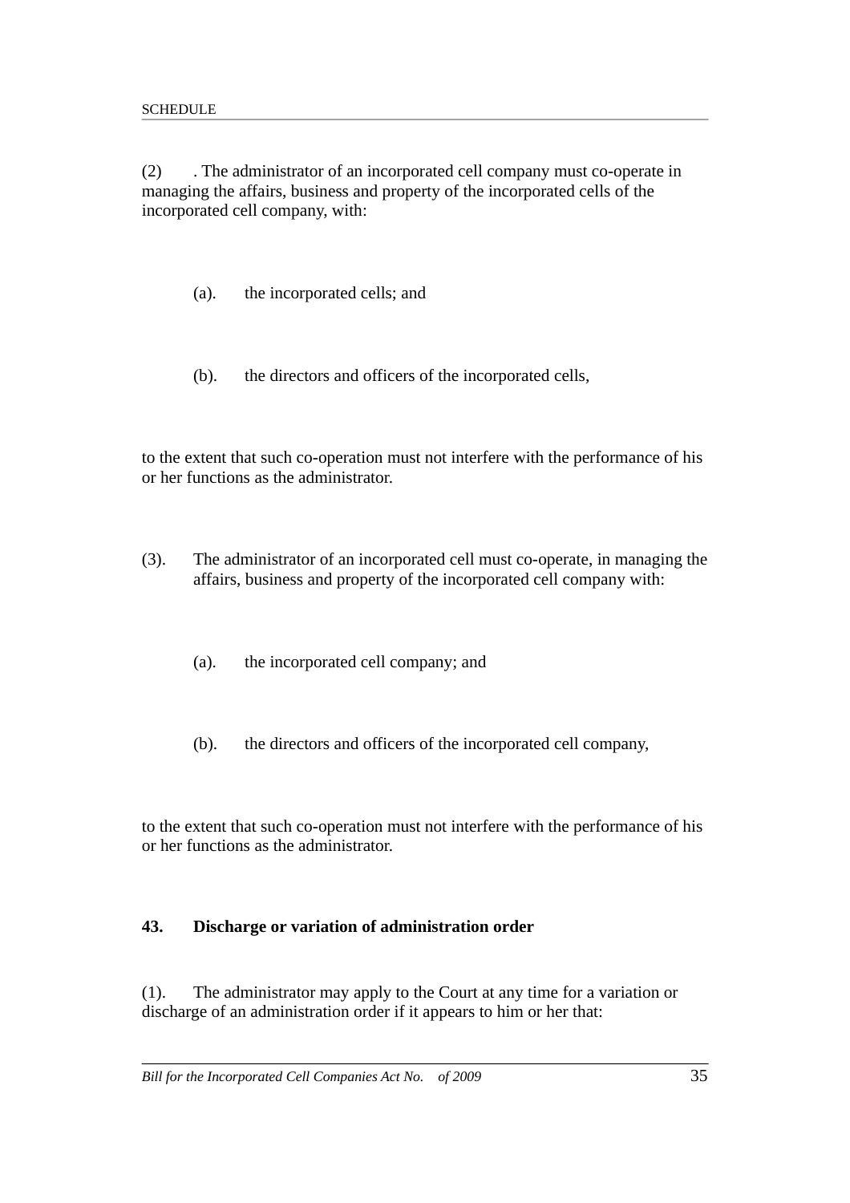(2) . The administrator of an incorporated cell company must co-operate in managing the affairs, business and property of the incorporated cells of the incorporated cell company, with:

(a). the incorporated cells; and

(b). the directors and officers of the incorporated cells,

to the extent that such co-operation must not interfere with the performance of his or her functions as the administrator.

(3). The administrator of an incorporated cell must co-operate, in managing the affairs, business and property of the incorporated cell company with:

(a). the incorporated cell company; and

(b). the directors and officers of the incorporated cell company,

to the extent that such co-operation must not interfere with the performance of his or her functions as the administrator.

**43. Discharge or variation of administration order**

(1). The administrator may apply to the Court at any time for a variation or discharge of an administration order if it appears to him or her that: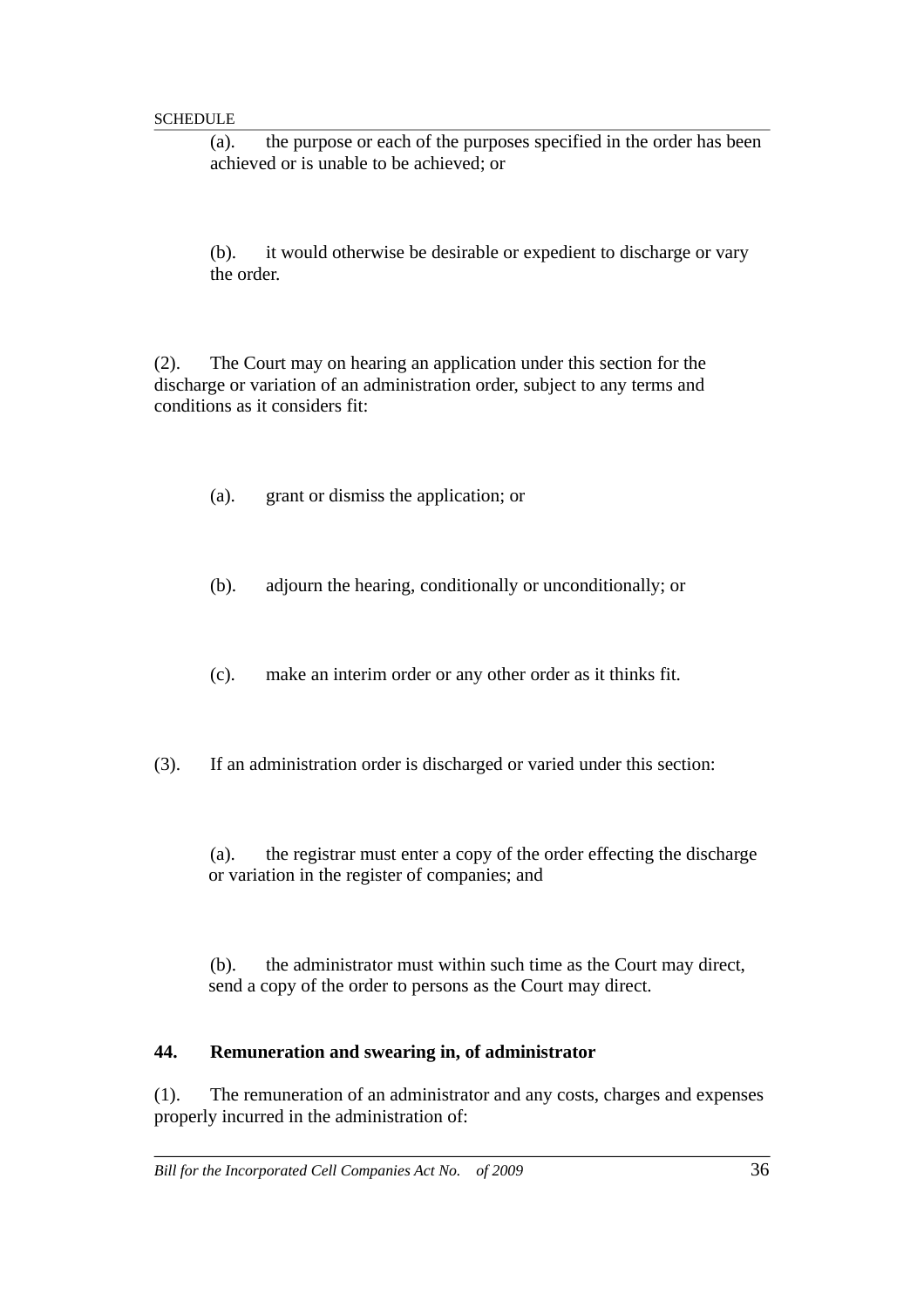(a). the purpose or each of the purposes specified in the order has been achieved or is unable to be achieved; or

(b). it would otherwise be desirable or expedient to discharge or vary the order.

(2). The Court may on hearing an application under this section for the discharge or variation of an administration order, subject to any terms and conditions as it considers fit:

(a). grant or dismiss the application; or

(b). adjourn the hearing, conditionally or unconditionally; or

(c). make an interim order or any other order as it thinks fit.

(3). If an administration order is discharged or varied under this section:

(a). the registrar must enter a copy of the order effecting the discharge or variation in the register of companies; and

(b). the administrator must within such time as the Court may direct, send a copy of the order to persons as the Court may direct.

**44. Remuneration and swearing in, of administrator**

(1). The remuneration of an administrator and any costs, charges and expenses properly incurred in the administration of: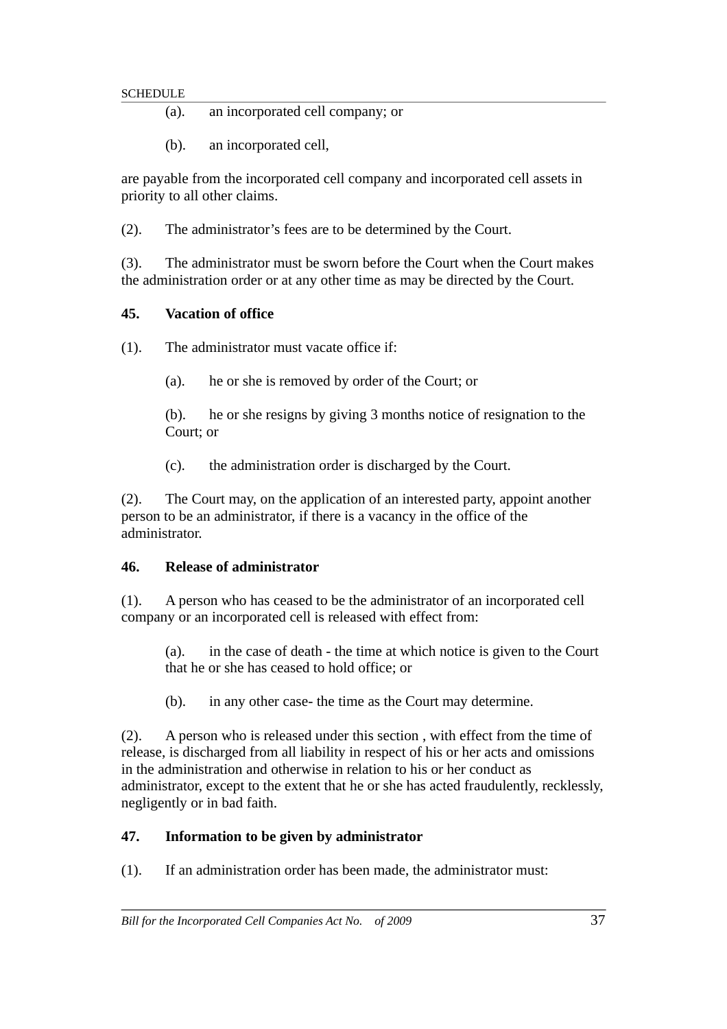(a). an incorporated cell company; or

(b). an incorporated cell,

are payable from the incorporated cell company and incorporated cell assets in priority to all other claims.

(2). The administrator's fees are to be determined by the Court.

(3). The administrator must be sworn before the Court when the Court makes the administration order or at any other time as may be directed by the Court.

**45. Vacation of office**

(1). The administrator must vacate office if:

(a). he or she is removed by order of the Court; or

(b). he or she resigns by giving 3 months notice of resignation to the Court; or

(c). the administration order is discharged by the Court.

(2). The Court may, on the application of an interested party, appoint another person to be an administrator, if there is a vacancy in the office of the administrator.

**46. Release of administrator**

(1). A person who has ceased to be the administrator of an incorporated cell company or an incorporated cell is released with effect from:

(a). in the case of death - the time at which notice is given to the Court that he or she has ceased to hold office; or

(b). in any other case- the time as the Court may determine.

(2). A person who is released under this section , with effect from the time of release, is discharged from all liability in respect of his or her acts and omissions in the administration and otherwise in relation to his or her conduct as administrator, except to the extent that he or she has acted fraudulently, recklessly, negligently or in bad faith.

**47. Information to be given by administrator**

(1). If an administration order has been made, the administrator must: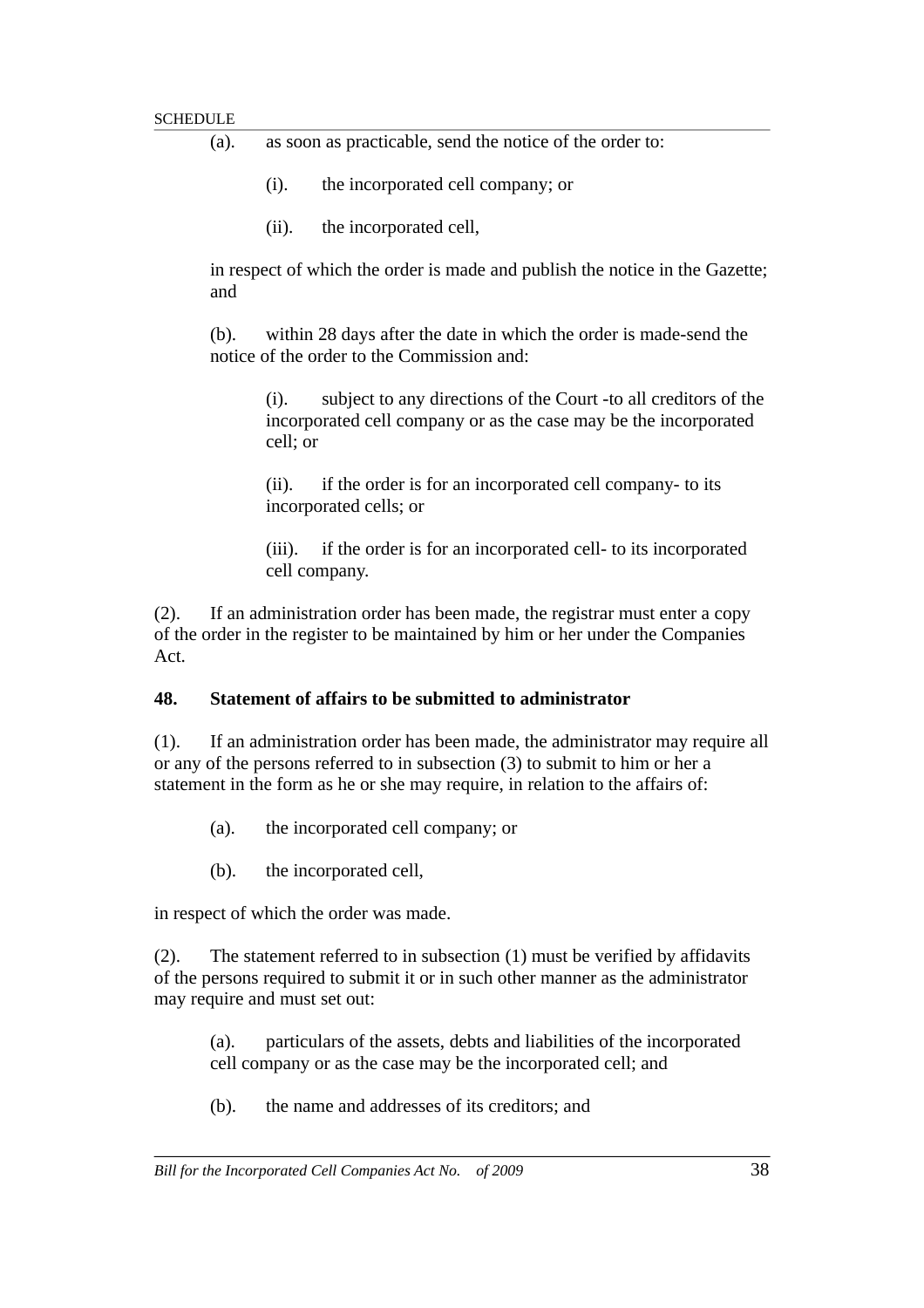(a). as soon as practicable, send the notice of the order to:

(i). the incorporated cell company; or

(ii). the incorporated cell,

in respect of which the order is made and publish the notice in the Gazette; and

(b). within 28 days after the date in which the order is made-send the notice of the order to the Commission and:

(i). subject to any directions of the Court -to all creditors of the incorporated cell company or as the case may be the incorporated cell; or

(ii). if the order is for an incorporated cell company- to its incorporated cells; or

(iii). if the order is for an incorporated cell- to its incorporated cell company.

(2). If an administration order has been made, the registrar must enter a copy of the order in the register to be maintained by him or her under the Companies Act.

**48. Statement of affairs to be submitted to administrator**

(1). If an administration order has been made, the administrator may require all or any of the persons referred to in subsection (3) to submit to him or her a statement in the form as he or she may require, in relation to the affairs of:

(a). the incorporated cell company; or

(b). the incorporated cell,

in respect of which the order was made.

(2). The statement referred to in subsection (1) must be verified by affidavits of the persons required to submit it or in such other manner as the administrator may require and must set out:

(a). particulars of the assets, debts and liabilities of the incorporated cell company or as the case may be the incorporated cell; and

(b). the name and addresses of its creditors; and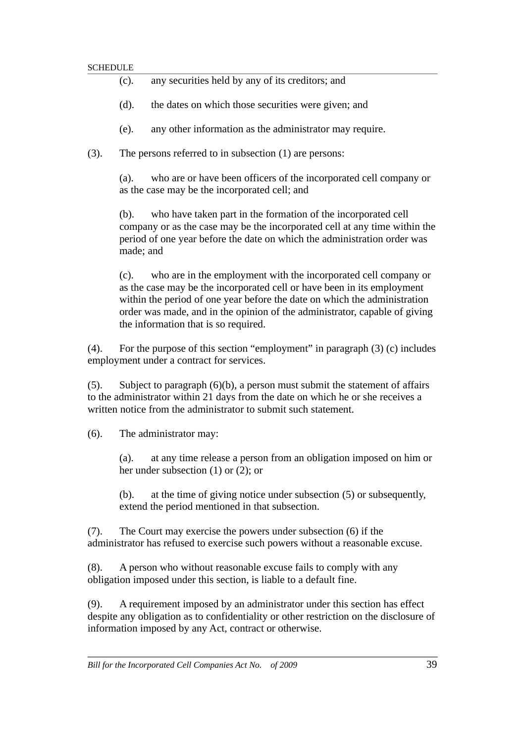(c). any securities held by any of its creditors; and

(d). the dates on which those securities were given; and

(e). any other information as the administrator may require.

(3). The persons referred to in subsection (1) are persons:

(a). who are or have been officers of the incorporated cell company or as the case may be the incorporated cell; and

(b). who have taken part in the formation of the incorporated cell company or as the case may be the incorporated cell at any time within the period of one year before the date on which the administration order was made; and

(c). who are in the employment with the incorporated cell company or as the case may be the incorporated cell or have been in its employment within the period of one year before the date on which the administration order was made, and in the opinion of the administrator, capable of giving the information that is so required.

(4). For the purpose of this section "employment" in paragraph (3) (c) includes employment under a contract for services.

(5). Subject to paragraph (6)(b), a person must submit the statement of affairs to the administrator within 21 days from the date on which he or she receives a written notice from the administrator to submit such statement.

(6). The administrator may:

(a). at any time release a person from an obligation imposed on him or her under subsection (1) or (2); or

(b). at the time of giving notice under subsection (5) or subsequently, extend the period mentioned in that subsection.

(7). The Court may exercise the powers under subsection (6) if the administrator has refused to exercise such powers without a reasonable excuse.

(8). A person who without reasonable excuse fails to comply with any obligation imposed under this section, is liable to a default fine.

(9). A requirement imposed by an administrator under this section has effect despite any obligation as to confidentiality or other restriction on the disclosure of information imposed by any Act, contract or otherwise.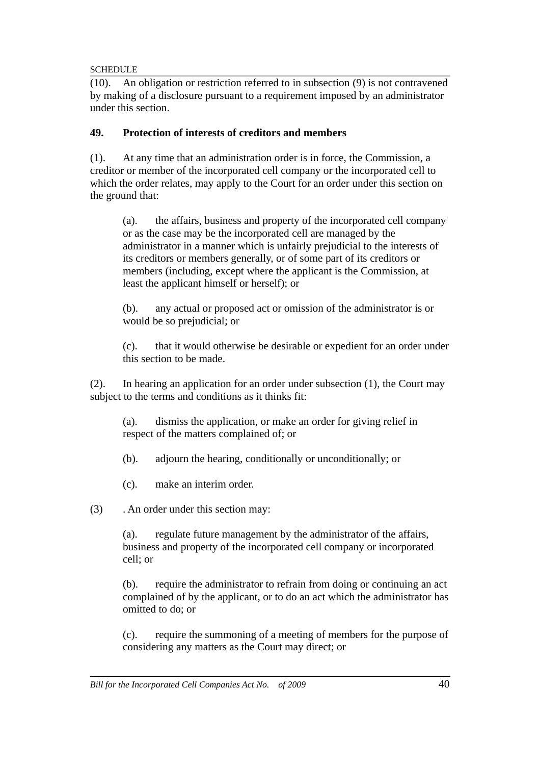(10). An obligation or restriction referred to in subsection (9) is not contravened by making of a disclosure pursuant to a requirement imposed by an administrator under this section.

**49. Protection of interests of creditors and members**

(1). At any time that an administration order is in force, the Commission, a creditor or member of the incorporated cell company or the incorporated cell to which the order relates, may apply to the Court for an order under this section on the ground that:

> (a). the affairs, business and property of the incorporated cell company or as the case may be the incorporated cell are managed by the administrator in a manner which is unfairly prejudicial to the interests of its creditors or members generally, or of some part of its creditors or members (including, except where the applicant is the Commission, at least the applicant himself or herself); or
>
> (b). any actual or proposed act or omission of the administrator is or would be so prejudicial; or
>
> (c). that it would otherwise be desirable or expedient for an order under this section to be made.

(2). In hearing an application for an order under subsection (1), the Court may subject to the terms and conditions as it thinks fit:

> (a). dismiss the application, or make an order for giving relief in respect of the matters complained of; or
>
> (b). adjourn the hearing, conditionally or unconditionally; or
>
> (c). make an interim order.

(3) . An order under this section may:

> (a). regulate future management by the administrator of the affairs, business and property of the incorporated cell company or incorporated cell; or
>
> (b). require the administrator to refrain from doing or continuing an act complained of by the applicant, or to do an act which the administrator has omitted to do; or
>
> (c). require the summoning of a meeting of members for the purpose of considering any matters as the Court may direct; or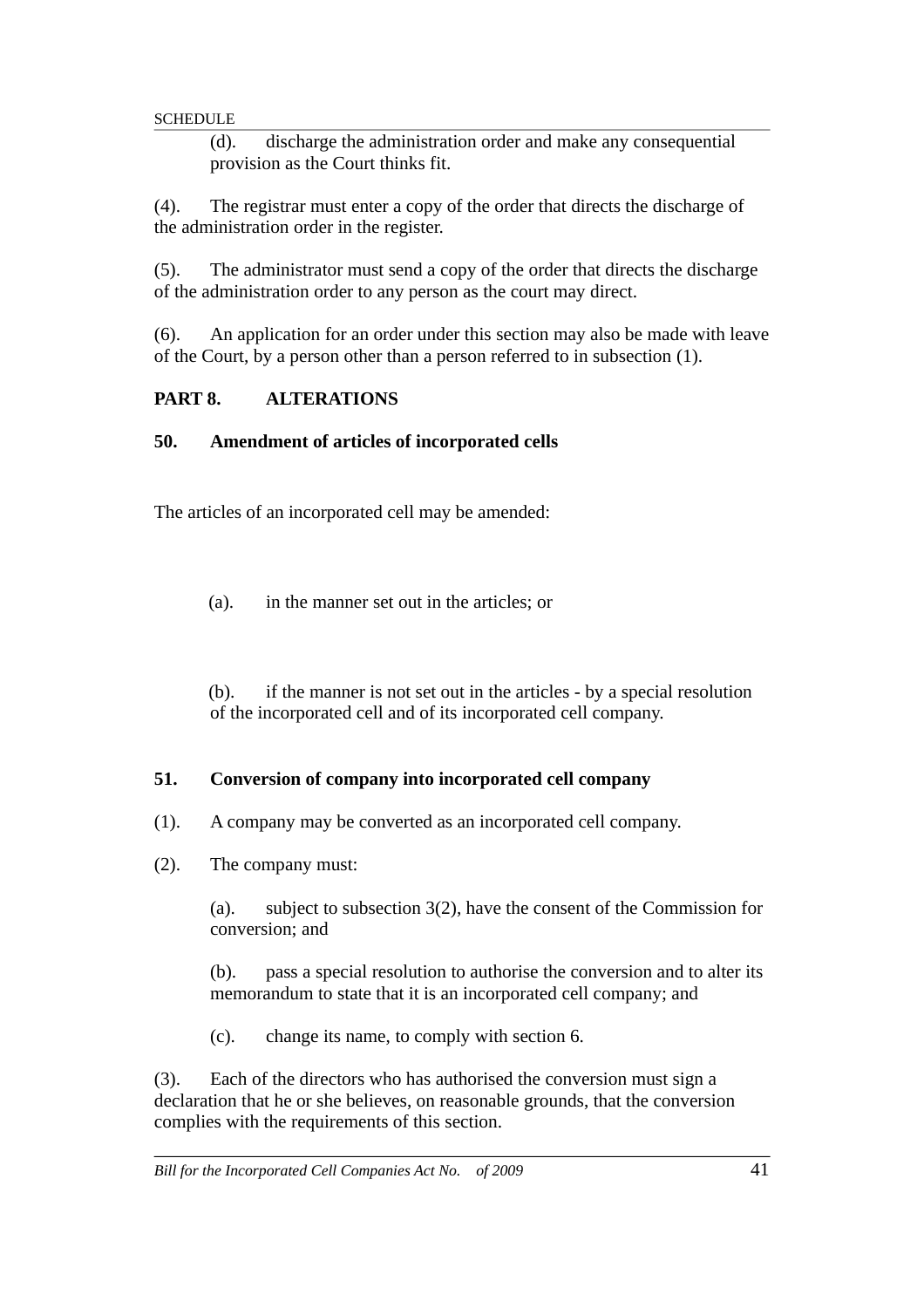(d). discharge the administration order and make any consequential provision as the Court thinks fit.

(4). The registrar must enter a copy of the order that directs the discharge of the administration order in the register.

(5). The administrator must send a copy of the order that directs the discharge of the administration order to any person as the court may direct.

(6). An application for an order under this section may also be made with leave of the Court, by a person other than a person referred to in subsection (1).

## PART 8. ALTERATIONS

### 50. Amendment of articles of incorporated cells

The articles of an incorporated cell may be amended:

(a). in the manner set out in the articles; or

(b). if the manner is not set out in the articles - by a special resolution of the incorporated cell and of its incorporated cell company.

### 51. Conversion of company into incorporated cell company

(1). A company may be converted as an incorporated cell company.

(2). The company must:

(a). subject to subsection 3(2), have the consent of the Commission for conversion; and

(b). pass a special resolution to authorise the conversion and to alter its memorandum to state that it is an incorporated cell company; and

(c). change its name, to comply with section 6.

(3). Each of the directors who has authorised the conversion must sign a declaration that he or she believes, on reasonable grounds, that the conversion complies with the requirements of this section.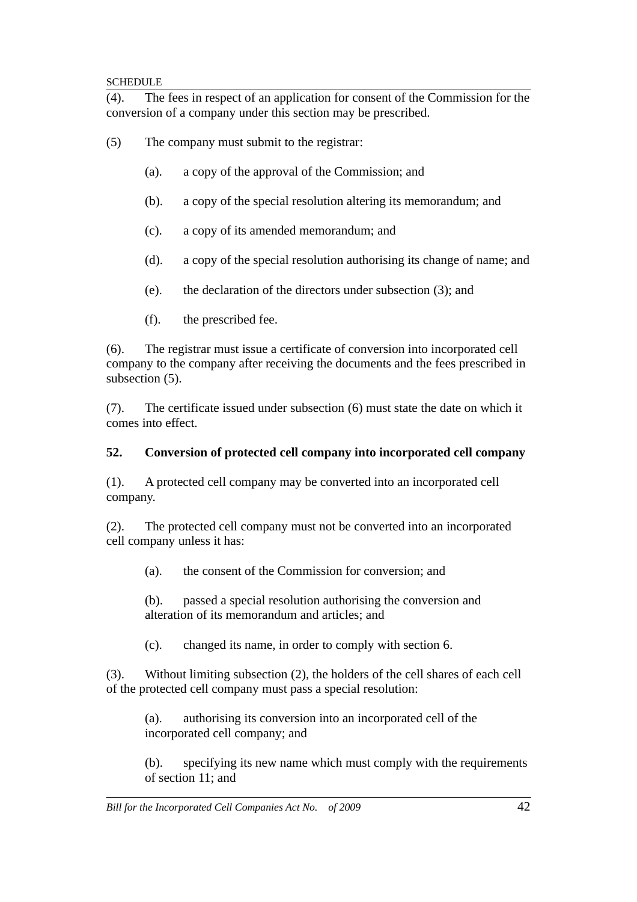(4). The fees in respect of an application for consent of the Commission for the conversion of a company under this section may be prescribed.

(5) The company must submit to the registrar:

(a). a copy of the approval of the Commission; and

(b). a copy of the special resolution altering its memorandum; and

(c). a copy of its amended memorandum; and

(d). a copy of the special resolution authorising its change of name; and

(e). the declaration of the directors under subsection (3); and

(f). the prescribed fee.

(6). The registrar must issue a certificate of conversion into incorporated cell company to the company after receiving the documents and the fees prescribed in subsection (5).

(7). The certificate issued under subsection (6) must state the date on which it comes into effect.

**52. Conversion of protected cell company into incorporated cell company**

(1). A protected cell company may be converted into an incorporated cell company.

(2). The protected cell company must not be converted into an incorporated cell company unless it has:

(a). the consent of the Commission for conversion; and

(b). passed a special resolution authorising the conversion and alteration of its memorandum and articles; and

(c). changed its name, in order to comply with section 6.

(3). Without limiting subsection (2), the holders of the cell shares of each cell of the protected cell company must pass a special resolution:

(a). authorising its conversion into an incorporated cell of the incorporated cell company; and

(b). specifying its new name which must comply with the requirements of section 11; and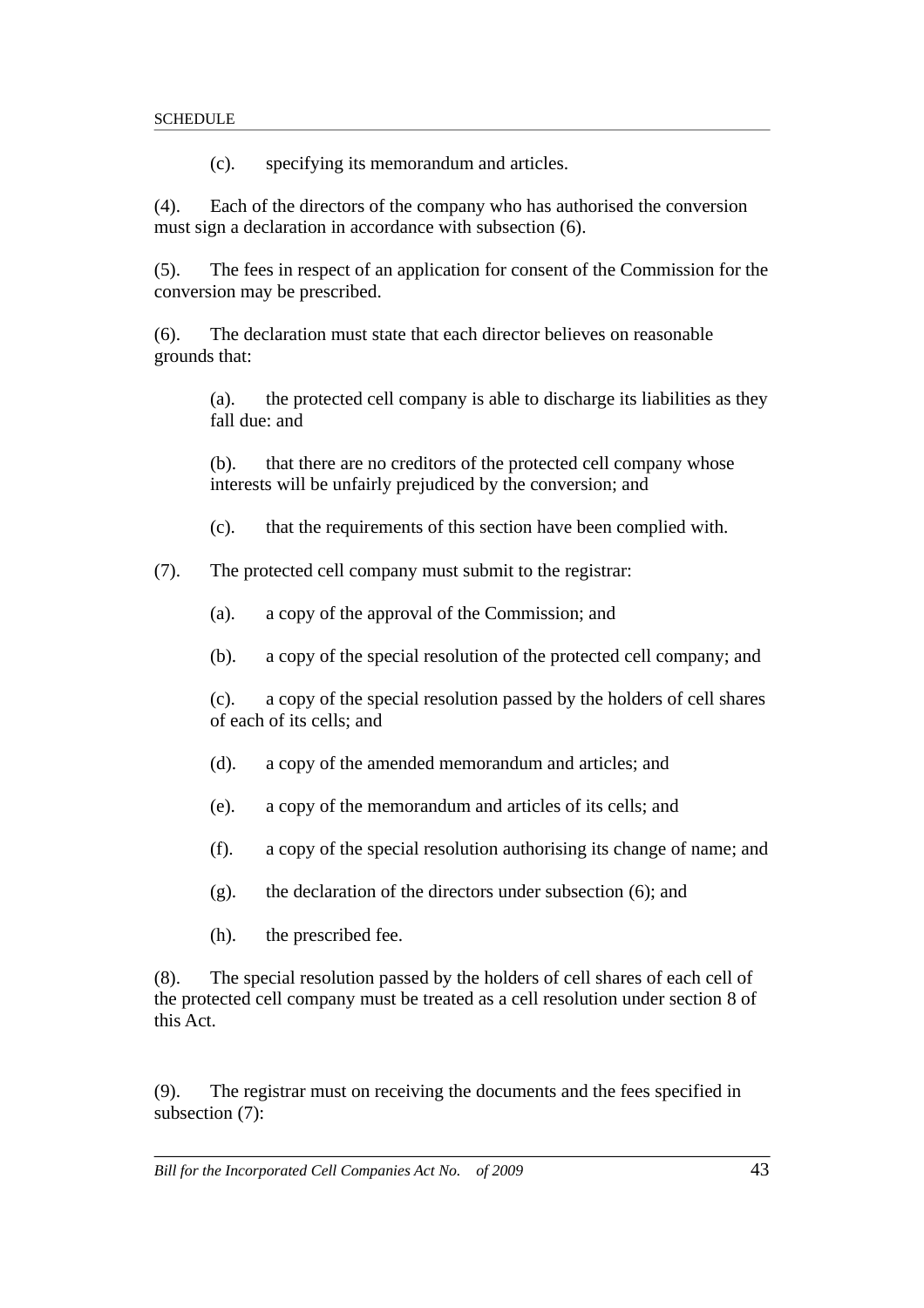(c). specifying its memorandum and articles.

(4). Each of the directors of the company who has authorised the conversion must sign a declaration in accordance with subsection (6).

(5). The fees in respect of an application for consent of the Commission for the conversion may be prescribed.

(6). The declaration must state that each director believes on reasonable grounds that:

(a). the protected cell company is able to discharge its liabilities as they fall due: and

(b). that there are no creditors of the protected cell company whose interests will be unfairly prejudiced by the conversion; and

(c). that the requirements of this section have been complied with.

(7). The protected cell company must submit to the registrar:

(a). a copy of the approval of the Commission; and

(b). a copy of the special resolution of the protected cell company; and

(c). a copy of the special resolution passed by the holders of cell shares of each of its cells; and

(d). a copy of the amended memorandum and articles; and

(e). a copy of the memorandum and articles of its cells; and

(f). a copy of the special resolution authorising its change of name; and

(g). the declaration of the directors under subsection (6); and

(h). the prescribed fee.

(8). The special resolution passed by the holders of cell shares of each cell of the protected cell company must be treated as a cell resolution under section 8 of this Act.

(9). The registrar must on receiving the documents and the fees specified in subsection (7):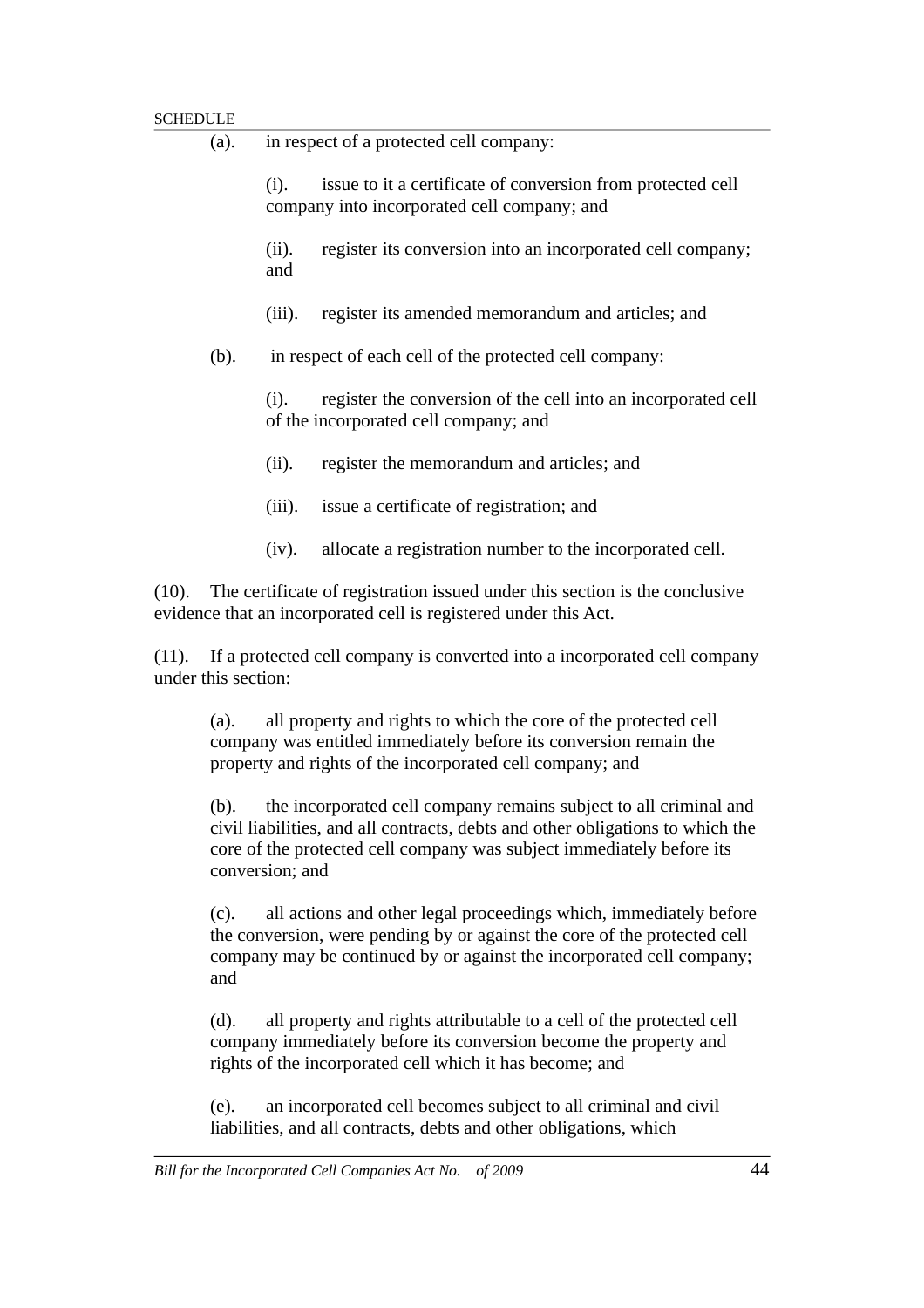(a). in respect of a protected cell company:

(i). issue to it a certificate of conversion from protected cell company into incorporated cell company; and

(ii). register its conversion into an incorporated cell company; and

(iii). register its amended memorandum and articles; and

(b). in respect of each cell of the protected cell company:

(i). register the conversion of the cell into an incorporated cell of the incorporated cell company; and

(ii). register the memorandum and articles; and

(iii). issue a certificate of registration; and

(iv). allocate a registration number to the incorporated cell.

(10). The certificate of registration issued under this section is the conclusive evidence that an incorporated cell is registered under this Act.

(11). If a protected cell company is converted into a incorporated cell company under this section:

(a). all property and rights to which the core of the protected cell company was entitled immediately before its conversion remain the property and rights of the incorporated cell company; and

(b). the incorporated cell company remains subject to all criminal and civil liabilities, and all contracts, debts and other obligations to which the core of the protected cell company was subject immediately before its conversion; and

(c). all actions and other legal proceedings which, immediately before the conversion, were pending by or against the core of the protected cell company may be continued by or against the incorporated cell company; and

(d). all property and rights attributable to a cell of the protected cell company immediately before its conversion become the property and rights of the incorporated cell which it has become; and

(e). an incorporated cell becomes subject to all criminal and civil liabilities, and all contracts, debts and other obligations, which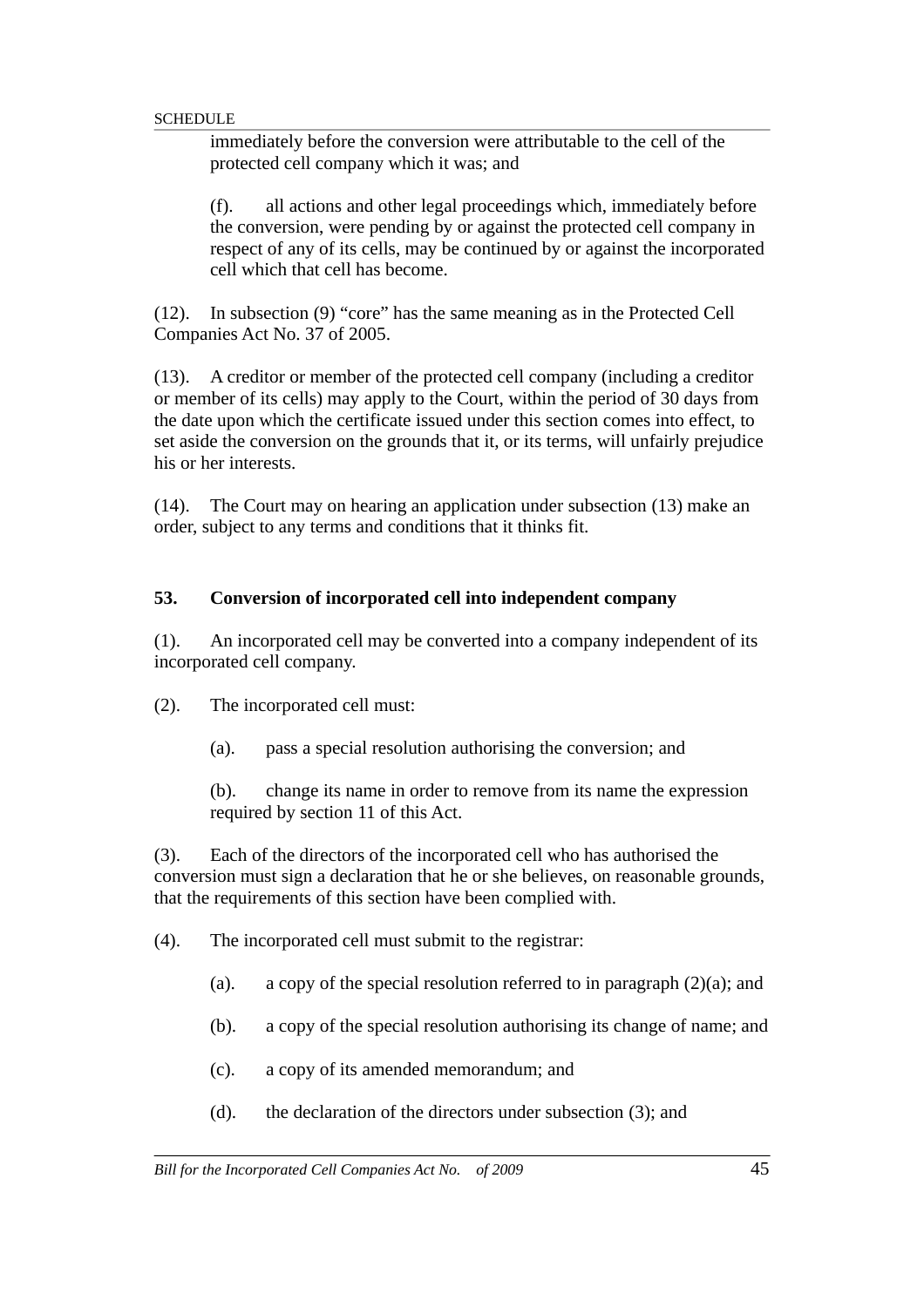immediately before the conversion were attributable to the cell of the protected cell company which it was; and

(f). all actions and other legal proceedings which, immediately before the conversion, were pending by or against the protected cell company in respect of any of its cells, may be continued by or against the incorporated cell which that cell has become.

(12). In subsection (9) "core" has the same meaning as in the Protected Cell Companies Act No. 37 of 2005.

(13). A creditor or member of the protected cell company (including a creditor or member of its cells) may apply to the Court, within the period of 30 days from the date upon which the certificate issued under this section comes into effect, to set aside the conversion on the grounds that it, or its terms, will unfairly prejudice his or her interests.

(14). The Court may on hearing an application under subsection (13) make an order, subject to any terms and conditions that it thinks fit.

**53. Conversion of incorporated cell into independent company**

(1). An incorporated cell may be converted into a company independent of its incorporated cell company.

(2). The incorporated cell must:

(a). pass a special resolution authorising the conversion; and

(b). change its name in order to remove from its name the expression required by section 11 of this Act.

(3). Each of the directors of the incorporated cell who has authorised the conversion must sign a declaration that he or she believes, on reasonable grounds, that the requirements of this section have been complied with.

(4). The incorporated cell must submit to the registrar:

(a). a copy of the special resolution referred to in paragraph (2)(a); and

(b). a copy of the special resolution authorising its change of name; and

(c). a copy of its amended memorandum; and

(d). the declaration of the directors under subsection (3); and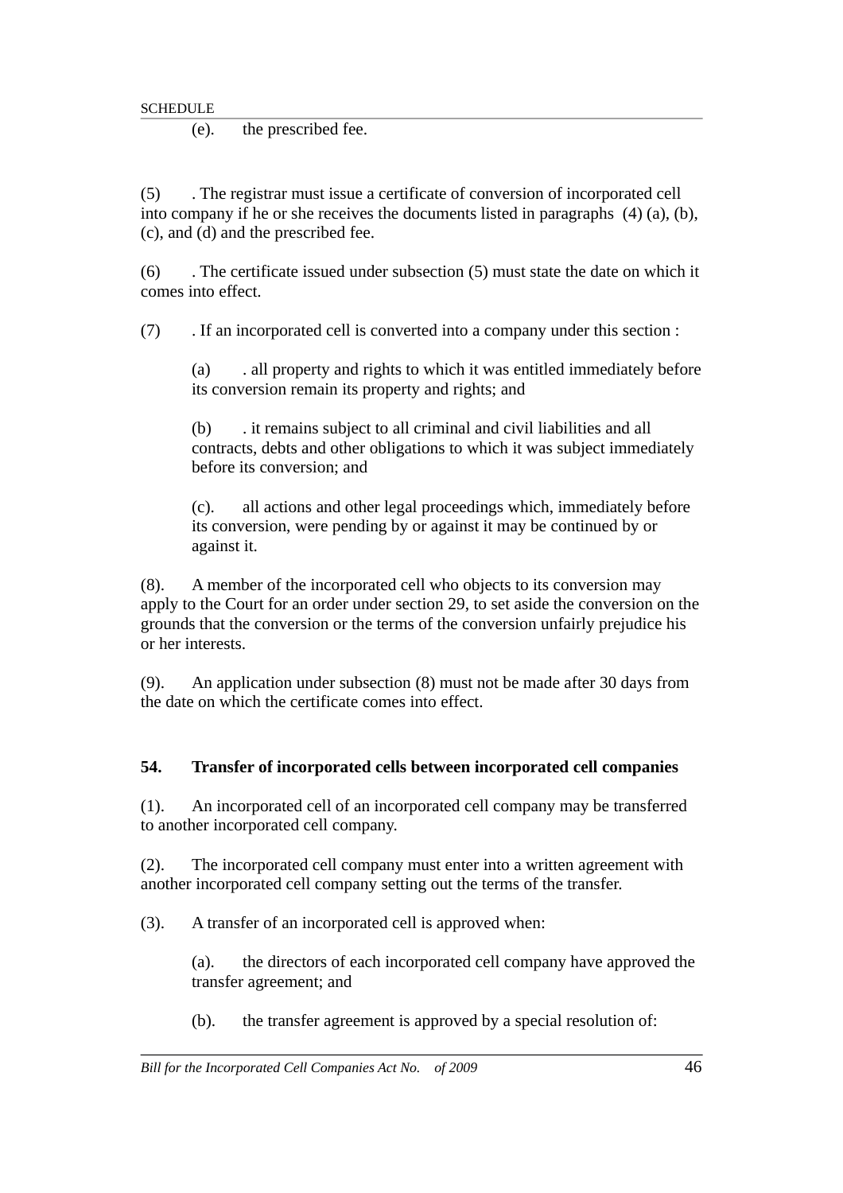(e). the prescribed fee.

(5) . The registrar must issue a certificate of conversion of incorporated cell into company if he or she receives the documents listed in paragraphs (4) (a), (b), (c), and (d) and the prescribed fee.

(6) . The certificate issued under subsection (5) must state the date on which it comes into effect.

(7) . If an incorporated cell is converted into a company under this section :

(a) . all property and rights to which it was entitled immediately before its conversion remain its property and rights; and

(b) . it remains subject to all criminal and civil liabilities and all contracts, debts and other obligations to which it was subject immediately before its conversion; and

(c). all actions and other legal proceedings which, immediately before its conversion, were pending by or against it may be continued by or against it.

(8). A member of the incorporated cell who objects to its conversion may apply to the Court for an order under section 29, to set aside the conversion on the grounds that the conversion or the terms of the conversion unfairly prejudice his or her interests.

(9). An application under subsection (8) must not be made after 30 days from the date on which the certificate comes into effect.

**54. Transfer of incorporated cells between incorporated cell companies**

(1). An incorporated cell of an incorporated cell company may be transferred to another incorporated cell company.

(2). The incorporated cell company must enter into a written agreement with another incorporated cell company setting out the terms of the transfer.

(3). A transfer of an incorporated cell is approved when:

(a). the directors of each incorporated cell company have approved the transfer agreement; and

(b). the transfer agreement is approved by a special resolution of: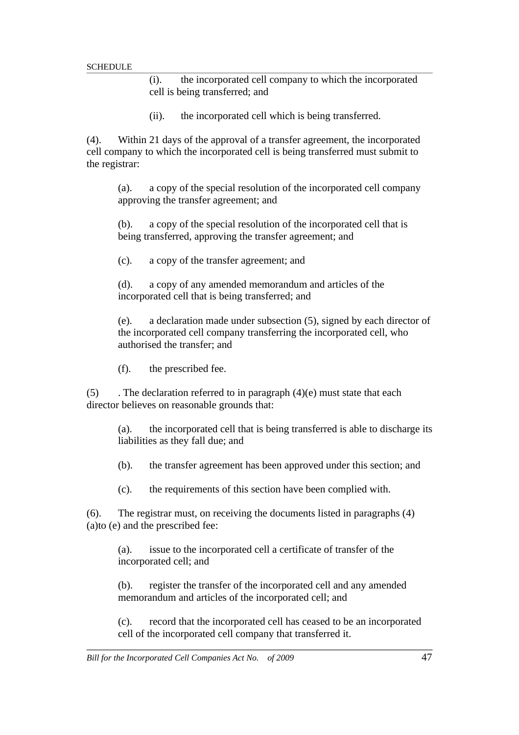(i). the incorporated cell company to which the incorporated cell is being transferred; and

(ii). the incorporated cell which is being transferred.

(4). Within 21 days of the approval of a transfer agreement, the incorporated cell company to which the incorporated cell is being transferred must submit to the registrar:

(a). a copy of the special resolution of the incorporated cell company approving the transfer agreement; and

(b). a copy of the special resolution of the incorporated cell that is being transferred, approving the transfer agreement; and

(c). a copy of the transfer agreement; and

(d). a copy of any amended memorandum and articles of the incorporated cell that is being transferred; and

(e). a declaration made under subsection (5), signed by each director of the incorporated cell company transferring the incorporated cell, who authorised the transfer; and

(f). the prescribed fee.

(5) . The declaration referred to in paragraph (4)(e) must state that each director believes on reasonable grounds that:

(a). the incorporated cell that is being transferred is able to discharge its liabilities as they fall due; and

(b). the transfer agreement has been approved under this section; and

(c). the requirements of this section have been complied with.

(6). The registrar must, on receiving the documents listed in paragraphs (4)(a)to (e) and the prescribed fee:

(a). issue to the incorporated cell a certificate of transfer of the incorporated cell; and

(b). register the transfer of the incorporated cell and any amended memorandum and articles of the incorporated cell; and

(c). record that the incorporated cell has ceased to be an incorporated cell of the incorporated cell company that transferred it.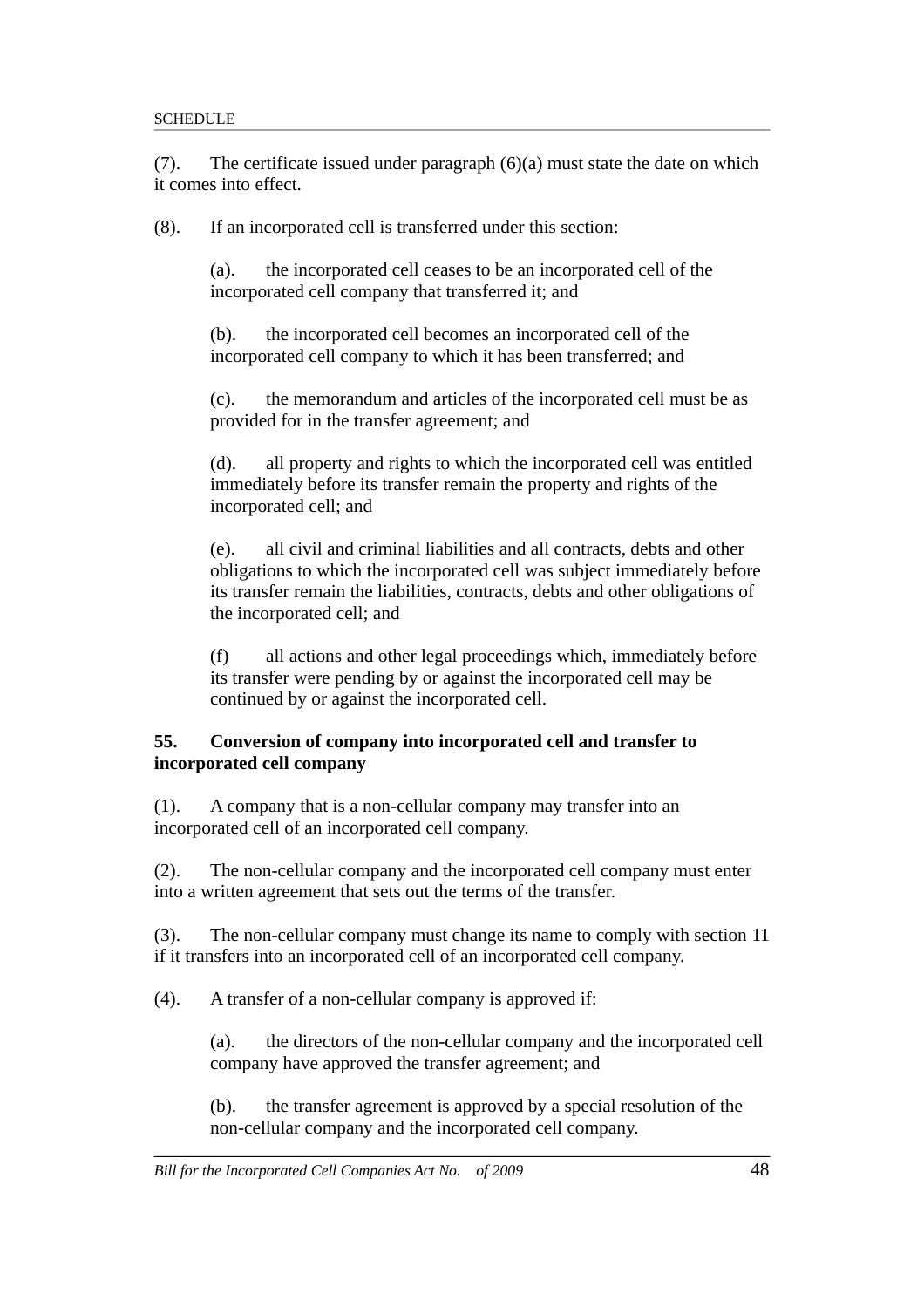(7). The certificate issued under paragraph (6)(a) must state the date on which it comes into effect.

(8). If an incorporated cell is transferred under this section:

> (a). the incorporated cell ceases to be an incorporated cell of the incorporated cell company that transferred it; and
>
> (b). the incorporated cell becomes an incorporated cell of the incorporated cell company to which it has been transferred; and
>
> (c). the memorandum and articles of the incorporated cell must be as provided for in the transfer agreement; and
>
> (d). all property and rights to which the incorporated cell was entitled immediately before its transfer remain the property and rights of the incorporated cell; and
>
> (e). all civil and criminal liabilities and all contracts, debts and other obligations to which the incorporated cell was subject immediately before its transfer remain the liabilities, contracts, debts and other obligations of the incorporated cell; and
>
> (f) all actions and other legal proceedings which, immediately before its transfer were pending by or against the incorporated cell may be continued by or against the incorporated cell.

**55. Conversion of company into incorporated cell and transfer to incorporated cell company**

(1). A company that is a non-cellular company may transfer into an incorporated cell of an incorporated cell company.

(2). The non-cellular company and the incorporated cell company must enter into a written agreement that sets out the terms of the transfer.

(3). The non-cellular company must change its name to comply with section 11 if it transfers into an incorporated cell of an incorporated cell company.

(4). A transfer of a non-cellular company is approved if:

> (a). the directors of the non-cellular company and the incorporated cell company have approved the transfer agreement; and
>
> (b). the transfer agreement is approved by a special resolution of the non-cellular company and the incorporated cell company.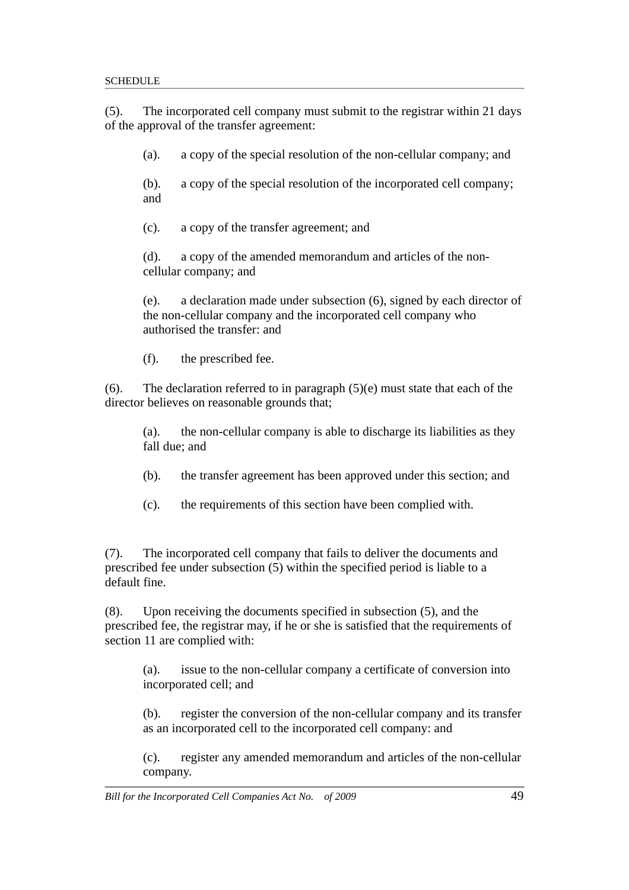(5). The incorporated cell company must submit to the registrar within 21 days of the approval of the transfer agreement:

> (a). a copy of the special resolution of the non-cellular company; and
>
> (b). a copy of the special resolution of the incorporated cell company; and
>
> (c). a copy of the transfer agreement; and
>
> (d). a copy of the amended memorandum and articles of the non-cellular company; and
>
> (e). a declaration made under subsection (6), signed by each director of the non-cellular company and the incorporated cell company who authorised the transfer: and
>
> (f). the prescribed fee.

(6). The declaration referred to in paragraph (5)(e) must state that each of the director believes on reasonable grounds that;

> (a). the non-cellular company is able to discharge its liabilities as they fall due; and
>
> (b). the transfer agreement has been approved under this section; and
>
> (c). the requirements of this section have been complied with.

(7). The incorporated cell company that fails to deliver the documents and prescribed fee under subsection (5) within the specified period is liable to a default fine.

(8). Upon receiving the documents specified in subsection (5), and the prescribed fee, the registrar may, if he or she is satisfied that the requirements of section 11 are complied with:

> (a). issue to the non-cellular company a certificate of conversion into incorporated cell; and
>
> (b). register the conversion of the non-cellular company and its transfer as an incorporated cell to the incorporated cell company: and
>
> (c). register any amended memorandum and articles of the non-cellular company.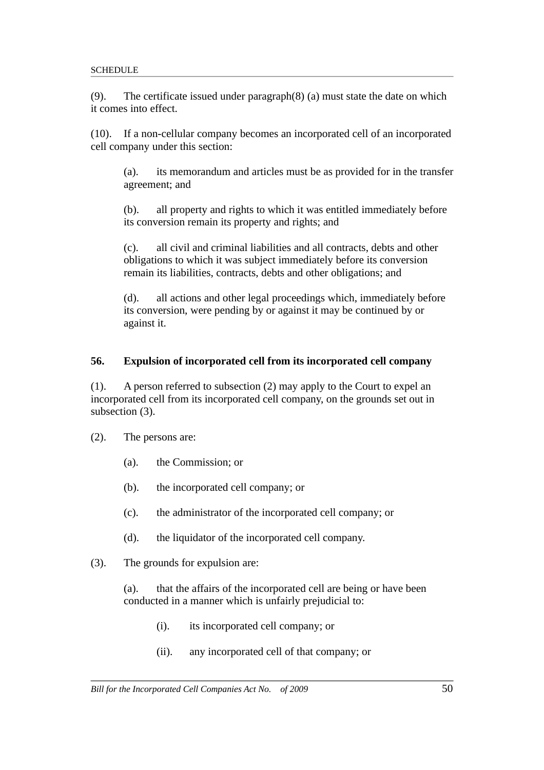(9). The certificate issued under paragraph(8) (a) must state the date on which it comes into effect.

(10). If a non-cellular company becomes an incorporated cell of an incorporated cell company under this section:

(a). its memorandum and articles must be as provided for in the transfer agreement; and

(b). all property and rights to which it was entitled immediately before its conversion remain its property and rights; and

(c). all civil and criminal liabilities and all contracts, debts and other obligations to which it was subject immediately before its conversion remain its liabilities, contracts, debts and other obligations; and

(d). all actions and other legal proceedings which, immediately before its conversion, were pending by or against it may be continued by or against it.

**56. Expulsion of incorporated cell from its incorporated cell company**

(1). A person referred to subsection (2) may apply to the Court to expel an incorporated cell from its incorporated cell company, on the grounds set out in subsection (3).

(2). The persons are:

(a). the Commission; or

(b). the incorporated cell company; or

(c). the administrator of the incorporated cell company; or

(d). the liquidator of the incorporated cell company.

(3). The grounds for expulsion are:

(a). that the affairs of the incorporated cell are being or have been conducted in a manner which is unfairly prejudicial to:

(i). its incorporated cell company; or

(ii). any incorporated cell of that company; or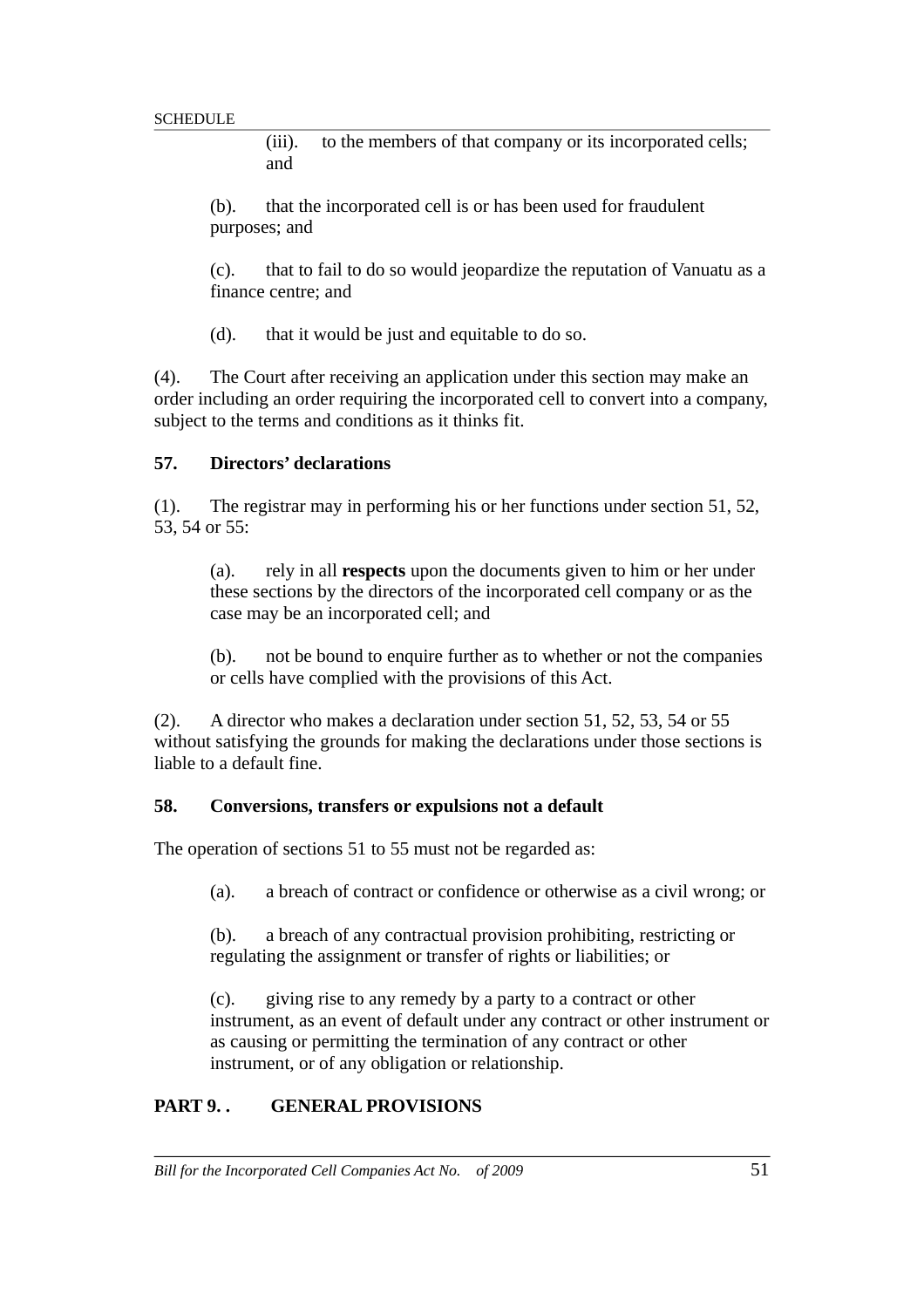(iii). to the members of that company or its incorporated cells; and

(b). that the incorporated cell is or has been used for fraudulent purposes; and

(c). that to fail to do so would jeopardize the reputation of Vanuatu as a finance centre; and

(d). that it would be just and equitable to do so.

(4). The Court after receiving an application under this section may make an order including an order requiring the incorporated cell to convert into a company, subject to the terms and conditions as it thinks fit.

### 57. Directors' declarations

(1). The registrar may in performing his or her functions under section 51, 52, 53, 54 or 55:

(a). rely in all **respects** upon the documents given to him or her under these sections by the directors of the incorporated cell company or as the case may be an incorporated cell; and

(b). not be bound to enquire further as to whether or not the companies or cells have complied with the provisions of this Act.

(2). A director who makes a declaration under section 51, 52, 53, 54 or 55 without satisfying the grounds for making the declarations under those sections is liable to a default fine.

### 58. Conversions, transfers or expulsions not a default

The operation of sections 51 to 55 must not be regarded as:

(a). a breach of contract or confidence or otherwise as a civil wrong; or

(b). a breach of any contractual provision prohibiting, restricting or regulating the assignment or transfer of rights or liabilities; or

(c). giving rise to any remedy by a party to a contract or other instrument, as an event of default under any contract or other instrument or as causing or permitting the termination of any contract or other instrument, or of any obligation or relationship.

## PART 9. . GENERAL PROVISIONS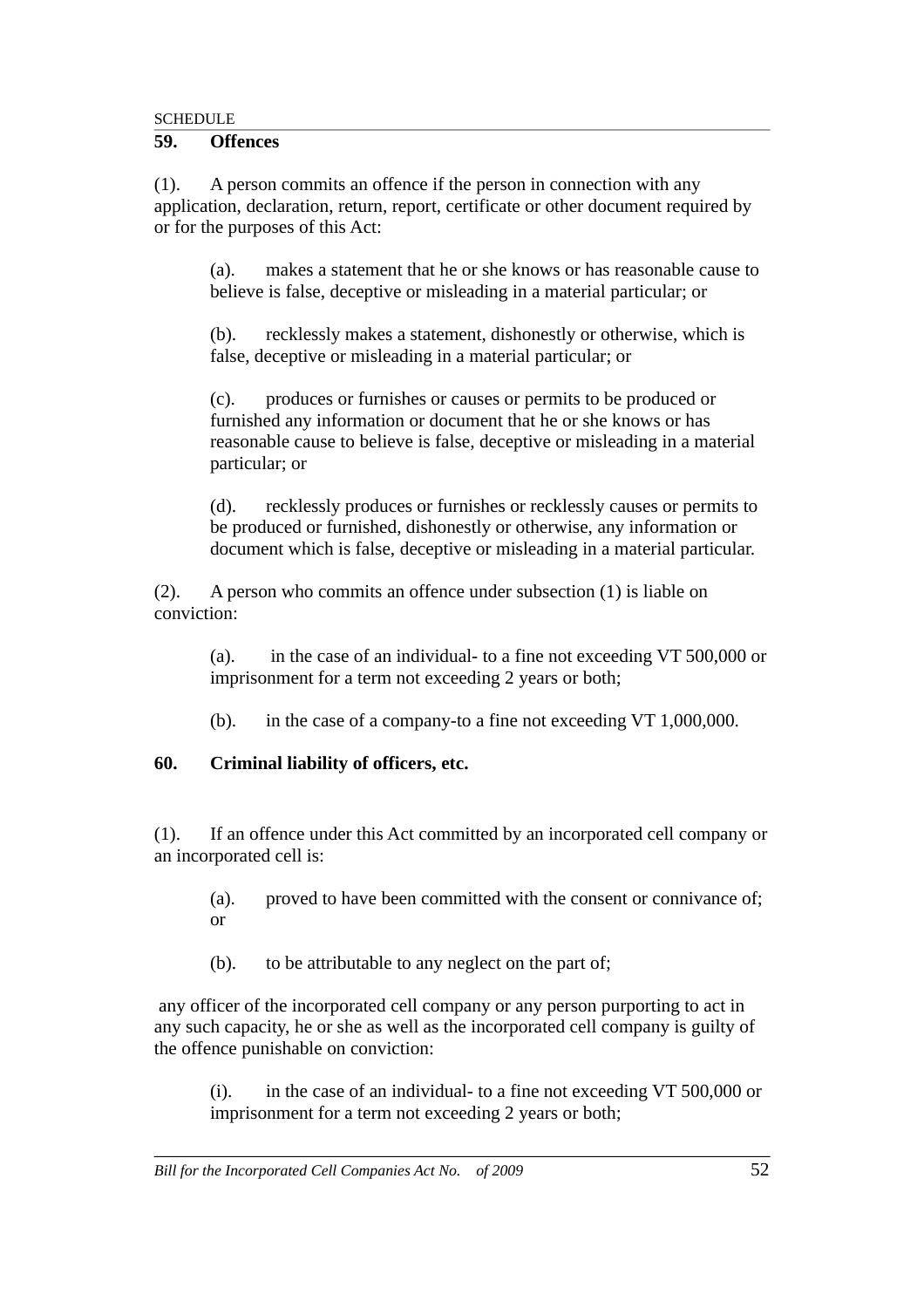## 59. Offences

(1). A person commits an offence if the person in connection with any application, declaration, return, report, certificate or other document required by or for the purposes of this Act:

(a). makes a statement that he or she knows or has reasonable cause to believe is false, deceptive or misleading in a material particular; or

(b). recklessly makes a statement, dishonestly or otherwise, which is false, deceptive or misleading in a material particular; or

(c). produces or furnishes or causes or permits to be produced or furnished any information or document that he or she knows or has reasonable cause to believe is false, deceptive or misleading in a material particular; or

(d). recklessly produces or furnishes or recklessly causes or permits to be produced or furnished, dishonestly or otherwise, any information or document which is false, deceptive or misleading in a material particular.

(2). A person who commits an offence under subsection (1) is liable on conviction:

(a). in the case of an individual- to a fine not exceeding VT 500,000 or imprisonment for a term not exceeding 2 years or both;

(b). in the case of a company-to a fine not exceeding VT 1,000,000.

## 60. Criminal liability of officers, etc.

(1). If an offence under this Act committed by an incorporated cell company or an incorporated cell is:

(a). proved to have been committed with the consent or connivance of; or

(b). to be attributable to any neglect on the part of;

any officer of the incorporated cell company or any person purporting to act in any such capacity, he or she as well as the incorporated cell company is guilty of the offence punishable on conviction:

(i). in the case of an individual- to a fine not exceeding VT 500,000 or imprisonment for a term not exceeding 2 years or both;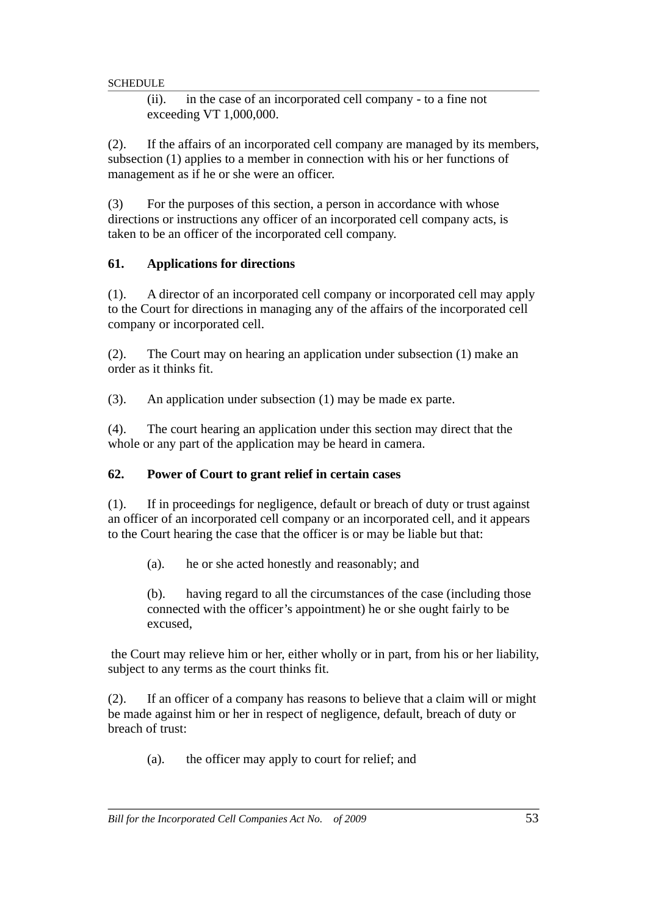(ii). in the case of an incorporated cell company - to a fine not exceeding VT 1,000,000.

(2). If the affairs of an incorporated cell company are managed by its members, subsection (1) applies to a member in connection with his or her functions of management as if he or she were an officer.

(3) For the purposes of this section, a person in accordance with whose directions or instructions any officer of an incorporated cell company acts, is taken to be an officer of the incorporated cell company.

**61. Applications for directions**

(1). A director of an incorporated cell company or incorporated cell may apply to the Court for directions in managing any of the affairs of the incorporated cell company or incorporated cell.

(2). The Court may on hearing an application under subsection (1) make an order as it thinks fit.

(3). An application under subsection (1) may be made ex parte.

(4). The court hearing an application under this section may direct that the whole or any part of the application may be heard in camera.

**62. Power of Court to grant relief in certain cases**

(1). If in proceedings for negligence, default or breach of duty or trust against an officer of an incorporated cell company or an incorporated cell, and it appears to the Court hearing the case that the officer is or may be liable but that:

(a). he or she acted honestly and reasonably; and

(b). having regard to all the circumstances of the case (including those connected with the officer's appointment) he or she ought fairly to be excused,

the Court may relieve him or her, either wholly or in part, from his or her liability, subject to any terms as the court thinks fit.

(2). If an officer of a company has reasons to believe that a claim will or might be made against him or her in respect of negligence, default, breach of duty or breach of trust:

(a). the officer may apply to court for relief; and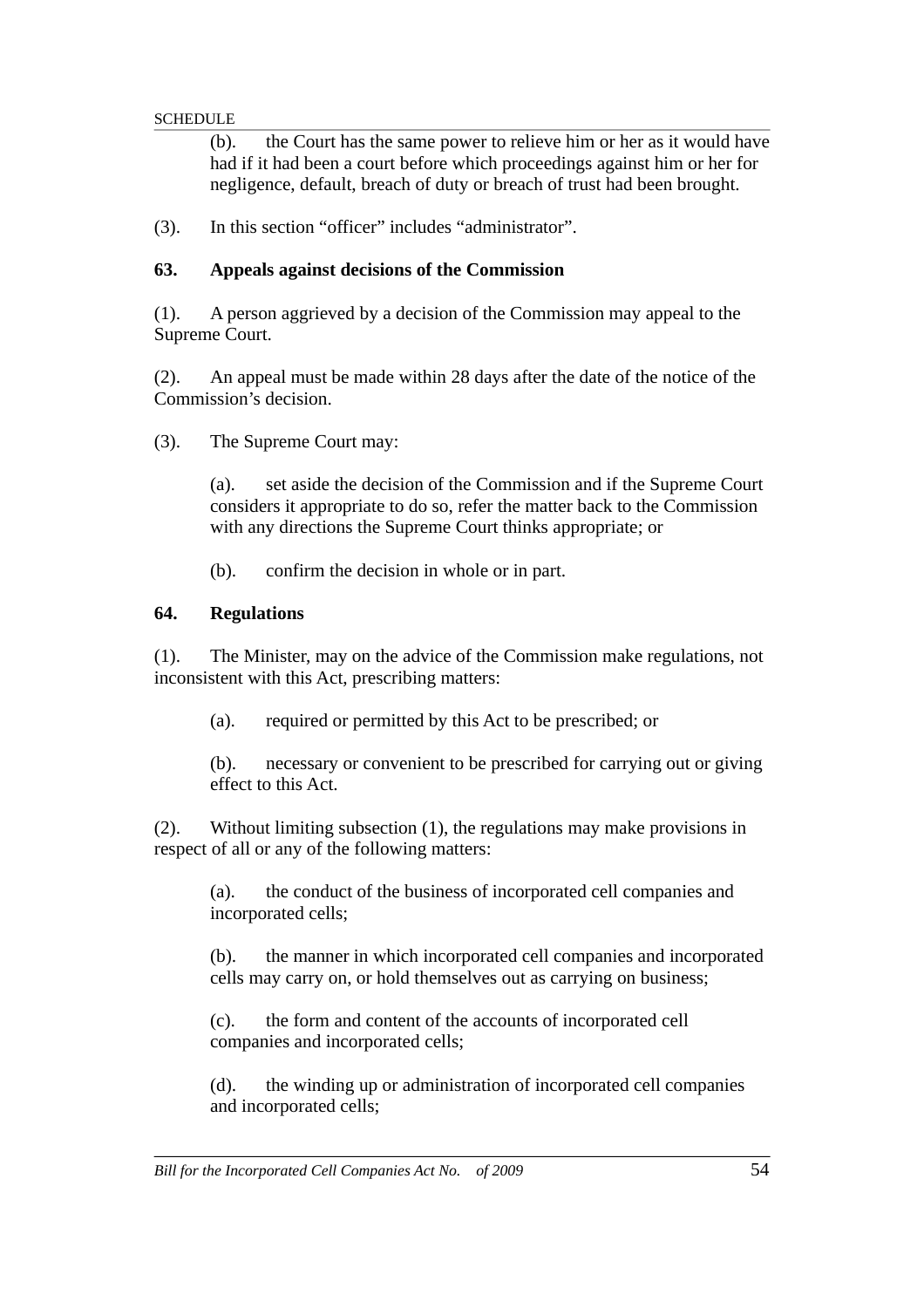(b). the Court has the same power to relieve him or her as it would have had if it had been a court before which proceedings against him or her for negligence, default, breach of duty or breach of trust had been brought.

(3). In this section "officer" includes "administrator".

**63. Appeals against decisions of the Commission**

(1). A person aggrieved by a decision of the Commission may appeal to the Supreme Court.

(2). An appeal must be made within 28 days after the date of the notice of the Commission's decision.

(3). The Supreme Court may:

(a). set aside the decision of the Commission and if the Supreme Court considers it appropriate to do so, refer the matter back to the Commission with any directions the Supreme Court thinks appropriate; or

(b). confirm the decision in whole or in part.

**64. Regulations**

(1). The Minister, may on the advice of the Commission make regulations, not inconsistent with this Act, prescribing matters:

(a). required or permitted by this Act to be prescribed; or

(b). necessary or convenient to be prescribed for carrying out or giving effect to this Act.

(2). Without limiting subsection (1), the regulations may make provisions in respect of all or any of the following matters:

(a). the conduct of the business of incorporated cell companies and incorporated cells;

(b). the manner in which incorporated cell companies and incorporated cells may carry on, or hold themselves out as carrying on business;

(c). the form and content of the accounts of incorporated cell companies and incorporated cells;

(d). the winding up or administration of incorporated cell companies and incorporated cells;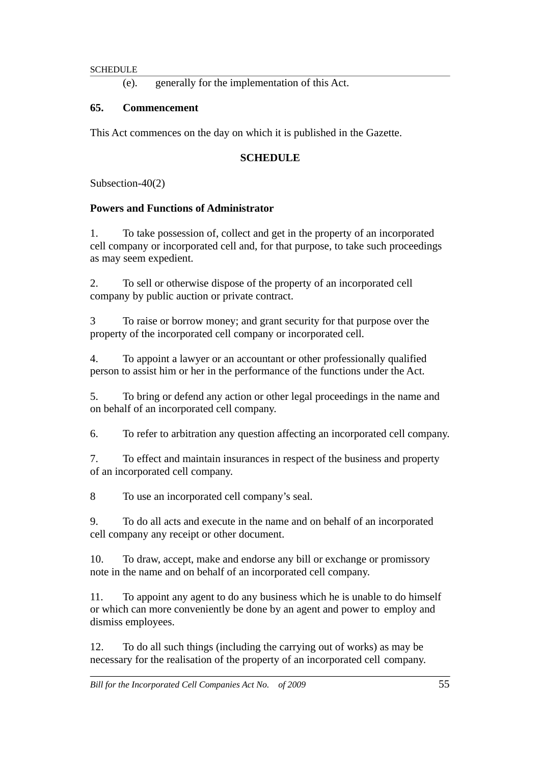(e). generally for the implementation of this Act.

**65. Commencement**

This Act commences on the day on which it is published in the Gazette.

**SCHEDULE**

Subsection-40(2)

**Powers and Functions of Administrator**

1. To take possession of, collect and get in the property of an incorporated cell company or incorporated cell and, for that purpose, to take such proceedings as may seem expedient.

2. To sell or otherwise dispose of the property of an incorporated cell company by public auction or private contract.

3 To raise or borrow money; and grant security for that purpose over the property of the incorporated cell company or incorporated cell.

4. To appoint a lawyer or an accountant or other professionally qualified person to assist him or her in the performance of the functions under the Act.

5. To bring or defend any action or other legal proceedings in the name and on behalf of an incorporated cell company.

6. To refer to arbitration any question affecting an incorporated cell company.

7. To effect and maintain insurances in respect of the business and property of an incorporated cell company.

8 To use an incorporated cell company's seal.

9. To do all acts and execute in the name and on behalf of an incorporated cell company any receipt or other document.

10. To draw, accept, make and endorse any bill or exchange or promissory note in the name and on behalf of an incorporated cell company.

11. To appoint any agent to do any business which he is unable to do himself or which can more conveniently be done by an agent and power to employ and dismiss employees.

12. To do all such things (including the carrying out of works) as may be necessary for the realisation of the property of an incorporated cell company.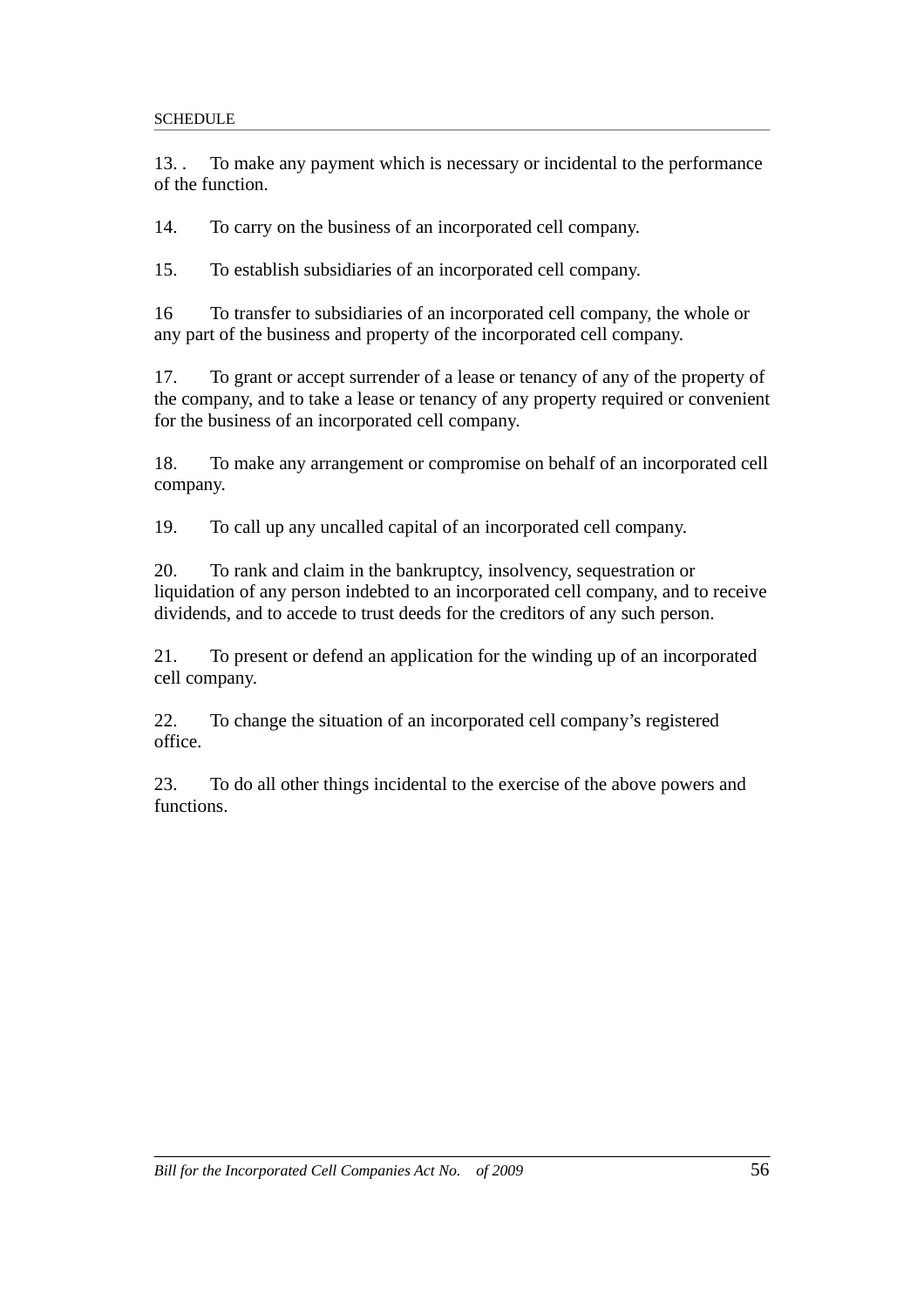13. . To make any payment which is necessary or incidental to the performance of the function.

14. To carry on the business of an incorporated cell company.

15. To establish subsidiaries of an incorporated cell company.

16 To transfer to subsidiaries of an incorporated cell company, the whole or any part of the business and property of the incorporated cell company.

17. To grant or accept surrender of a lease or tenancy of any of the property of the company, and to take a lease or tenancy of any property required or convenient for the business of an incorporated cell company.

18. To make any arrangement or compromise on behalf of an incorporated cell company.

19. To call up any uncalled capital of an incorporated cell company.

20. To rank and claim in the bankruptcy, insolvency, sequestration or liquidation of any person indebted to an incorporated cell company, and to receive dividends, and to accede to trust deeds for the creditors of any such person.

21. To present or defend an application for the winding up of an incorporated cell company.

22. To change the situation of an incorporated cell company's registered office.

23. To do all other things incidental to the exercise of the above powers and functions.